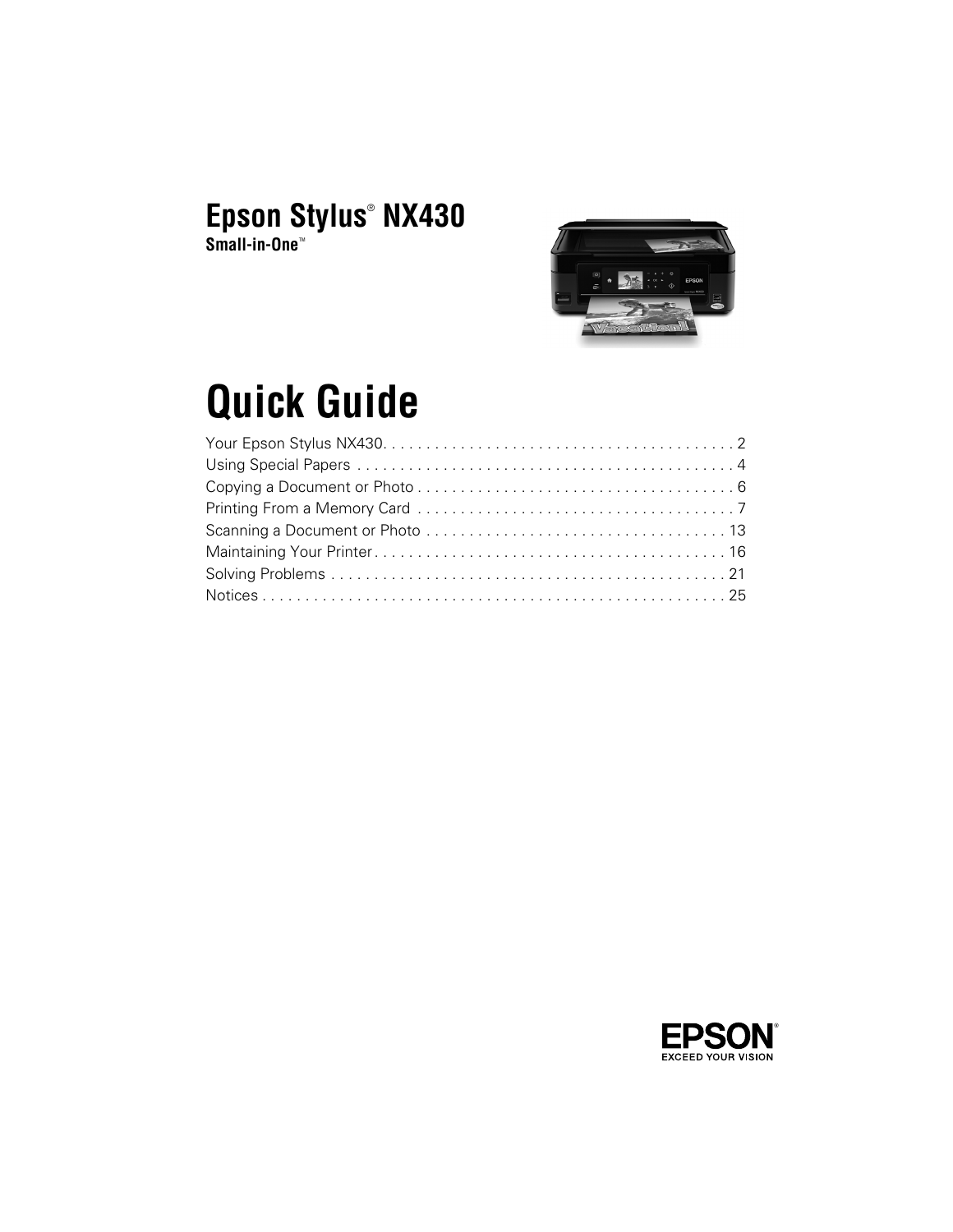# Epson Stylus® NX430

**Small-in-One™**

# Quick Guide

Your Epson Stylus NX430 . . . . . . . . . . . . . . . . . . . . . . . . . . . . . . . . . . . . . . . . 2
Using Special Papers . . . . . . . . . . . . . . . . . . . . . . . . . . . . . . . . . . . . . . . . . . . 4
Copying a Document or Photo . . . . . . . . . . . . . . . . . . . . . . . . . . . . . . . . . . . . 6
Printing From a Memory Card . . . . . . . . . . . . . . . . . . . . . . . . . . . . . . . . . . . . 7
Scanning a Document or Photo . . . . . . . . . . . . . . . . . . . . . . . . . . . . . . . . . . 13
Maintaining Your Printer . . . . . . . . . . . . . . . . . . . . . . . . . . . . . . . . . . . . . . . . 16
Solving Problems . . . . . . . . . . . . . . . . . . . . . . . . . . . . . . . . . . . . . . . . . . . . . 21
Notices . . . . . . . . . . . . . . . . . . . . . . . . . . . . . . . . . . . . . . . . . . . . . . . . . . . . . 25

EPSON®
EXCEED YOUR VISION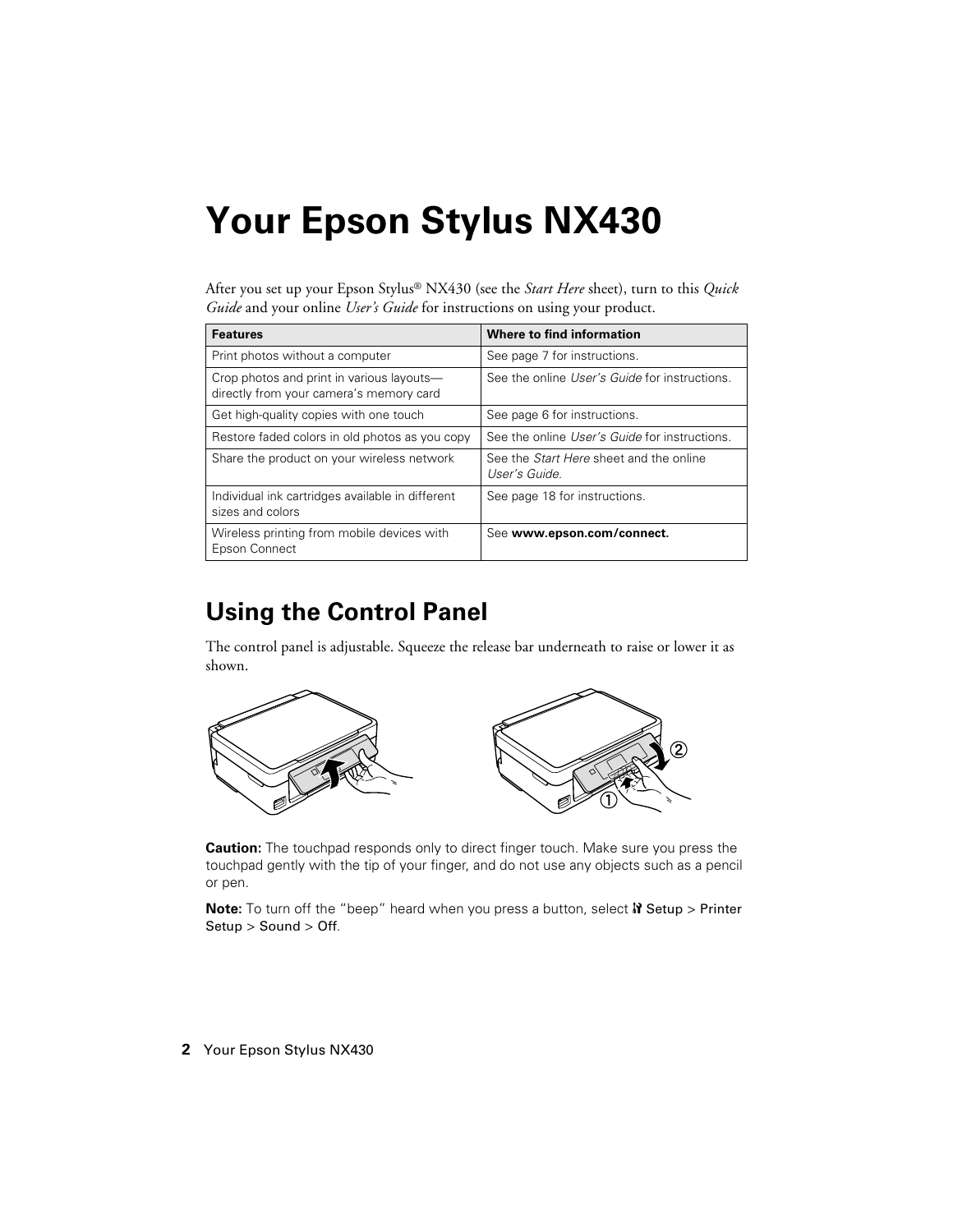# Your Epson Stylus NX430

After you set up your Epson Stylus® NX430 (see the *Start Here* sheet), turn to this *Quick Guide* and your online *User's Guide* for instructions on using your product.

| Features | Where to find information |
|---|---|
| Print photos without a computer | See page 7 for instructions. |
| Crop photos and print in various layouts—directly from your camera's memory card | See the online *User's Guide* for instructions. |
| Get high-quality copies with one touch | See page 6 for instructions. |
| Restore faded colors in old photos as you copy | See the online *User's Guide* for instructions. |
| Share the product on your wireless network | See the *Start Here* sheet and the online *User's Guide*. |
| Individual ink cartridges available in different sizes and colors | See page 18 for instructions. |
| Wireless printing from mobile devices with Epson Connect | See **www.epson.com/connect.** |

## Using the Control Panel

The control panel is adjustable. Squeeze the release bar underneath to raise or lower it as shown.

**Caution:** The touchpad responds only to direct finger touch. Make sure you press the touchpad gently with the tip of your finger, and do not use any objects such as a pencil or pen.

**Note:** To turn off the "beep" heard when you press a button, select Setup > Printer Setup > Sound > Off.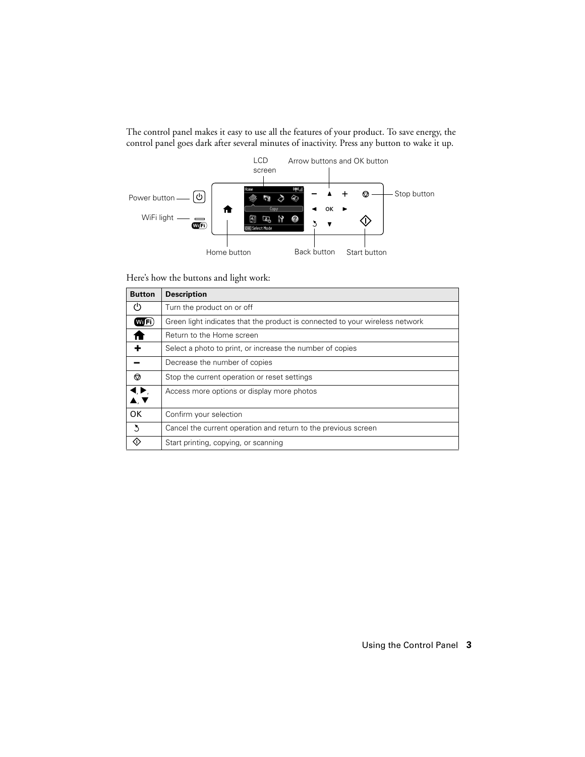The control panel makes it easy to use all the features of your product. To save energy, the control panel goes dark after several minutes of inactivity. Press any button to wake it up.

Here's how the buttons and light work:

| Button | Description |
| --- | --- |
| ⏻ | Turn the product on or off |
| WiFi | Green light indicates that the product is connected to your wireless network |
| Home | Return to the Home screen |
| + | Select a photo to print, or increase the number of copies |
| − | Decrease the number of copies |
| Stop | Stop the current operation or reset settings |
| ◀, ▶, ▲, ▼ | Access more options or display more photos |
| OK | Confirm your selection |
| Back | Cancel the current operation and return to the previous screen |
| Start | Start printing, copying, or scanning |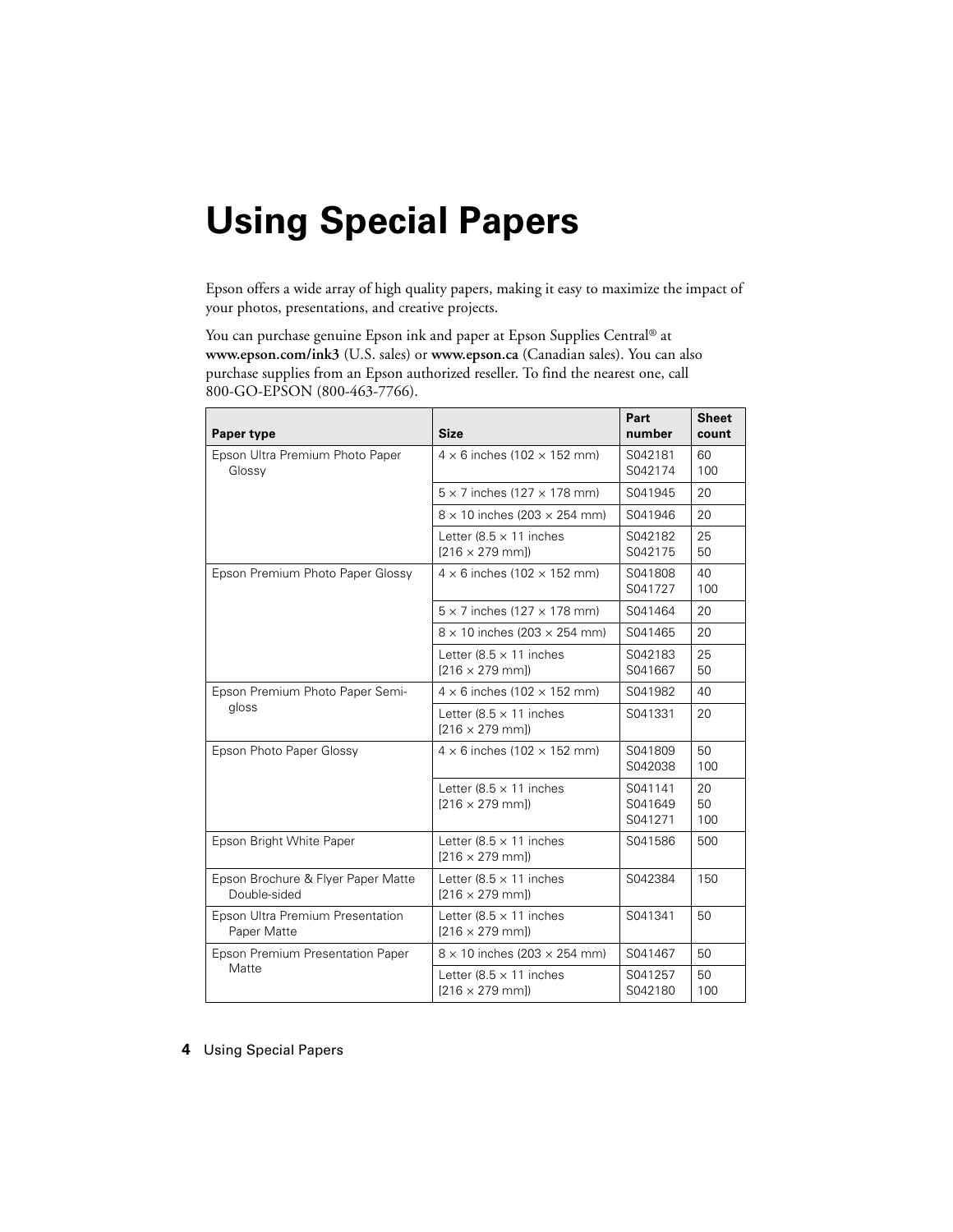# Using Special Papers

Epson offers a wide array of high quality papers, making it easy to maximize the impact of your photos, presentations, and creative projects.

You can purchase genuine Epson ink and paper at Epson Supplies Central® at **www.epson.com/ink3** (U.S. sales) or **www.epson.ca** (Canadian sales). You can also purchase supplies from an Epson authorized reseller. To find the nearest one, call 800-GO-EPSON (800-463-7766).

| Paper type | Size | Part number | Sheet count |
|---|---|---|---|
| Epson Ultra Premium Photo Paper Glossy | 4 × 6 inches (102 × 152 mm) | S042181<br>S042174 | 60<br>100 |
| | 5 × 7 inches (127 × 178 mm) | S041945 | 20 |
| | 8 × 10 inches (203 × 254 mm) | S041946 | 20 |
| | Letter (8.5 × 11 inches [216 × 279 mm]) | S042182<br>S042175 | 25<br>50 |
| Epson Premium Photo Paper Glossy | 4 × 6 inches (102 × 152 mm) | S041808<br>S041727 | 40<br>100 |
| | 5 × 7 inches (127 × 178 mm) | S041464 | 20 |
| | 8 × 10 inches (203 × 254 mm) | S041465 | 20 |
| | Letter (8.5 × 11 inches [216 × 279 mm]) | S042183<br>S041667 | 25<br>50 |
| Epson Premium Photo Paper Semi-gloss | 4 × 6 inches (102 × 152 mm) | S041982 | 40 |
| | Letter (8.5 × 11 inches [216 × 279 mm]) | S041331 | 20 |
| Epson Photo Paper Glossy | 4 × 6 inches (102 × 152 mm) | S041809<br>S042038 | 50<br>100 |
| | Letter (8.5 × 11 inches [216 × 279 mm]) | S041141<br>S041649<br>S041271 | 20<br>50<br>100 |
| Epson Bright White Paper | Letter (8.5 × 11 inches [216 × 279 mm]) | S041586 | 500 |
| Epson Brochure & Flyer Paper Matte Double-sided | Letter (8.5 × 11 inches [216 × 279 mm]) | S042384 | 150 |
| Epson Ultra Premium Presentation Paper Matte | Letter (8.5 × 11 inches [216 × 279 mm]) | S041341 | 50 |
| Epson Premium Presentation Paper Matte | 8 × 10 inches (203 × 254 mm) | S041467 | 50 |
| | Letter (8.5 × 11 inches [216 × 279 mm]) | S041257<br>S042180 | 50<br>100 |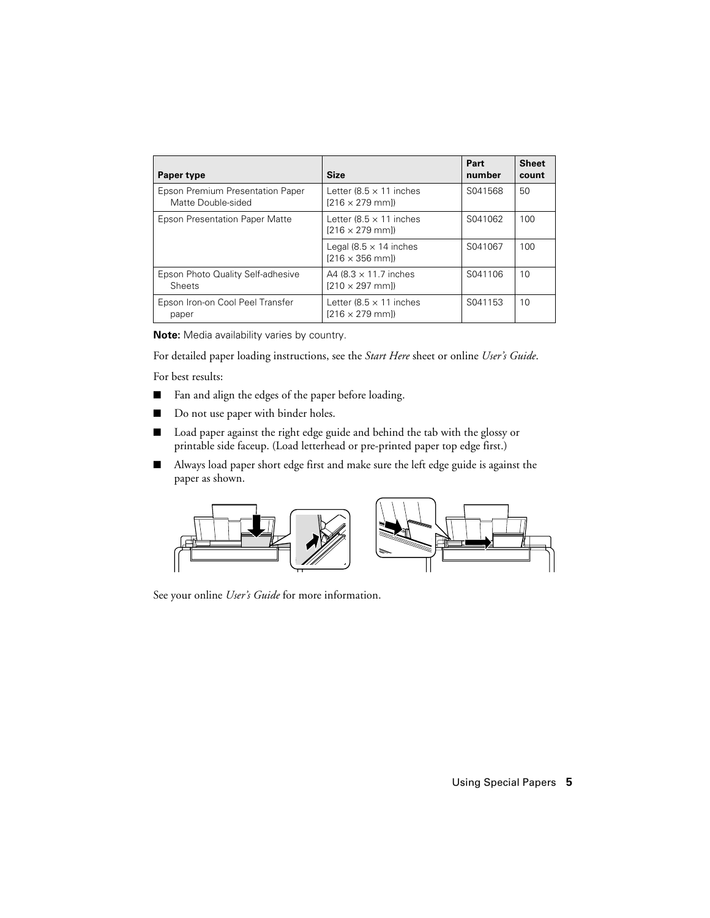| Paper type | Size | Part number | Sheet count |
|---|---|---|---|
| Epson Premium Presentation Paper Matte Double-sided | Letter (8.5 × 11 inches [216 × 279 mm]) | S041568 | 50 |
| Epson Presentation Paper Matte | Letter (8.5 × 11 inches [216 × 279 mm]) | S041062 | 100 |
| | Legal (8.5 × 14 inches [216 × 356 mm]) | S041067 | 100 |
| Epson Photo Quality Self-adhesive Sheets | A4 (8.3 × 11.7 inches [210 × 297 mm]) | S041106 | 10 |
| Epson Iron-on Cool Peel Transfer paper | Letter (8.5 × 11 inches [216 × 279 mm]) | S041153 | 10 |

**Note:** Media availability varies by country.

For detailed paper loading instructions, see the *Start Here* sheet or online *User's Guide*.

For best results:

- Fan and align the edges of the paper before loading.
- Do not use paper with binder holes.
- Load paper against the right edge guide and behind the tab with the glossy or printable side faceup. (Load letterhead or pre-printed paper top edge first.)
- Always load paper short edge first and make sure the left edge guide is against the paper as shown.

See your online *User's Guide* for more information.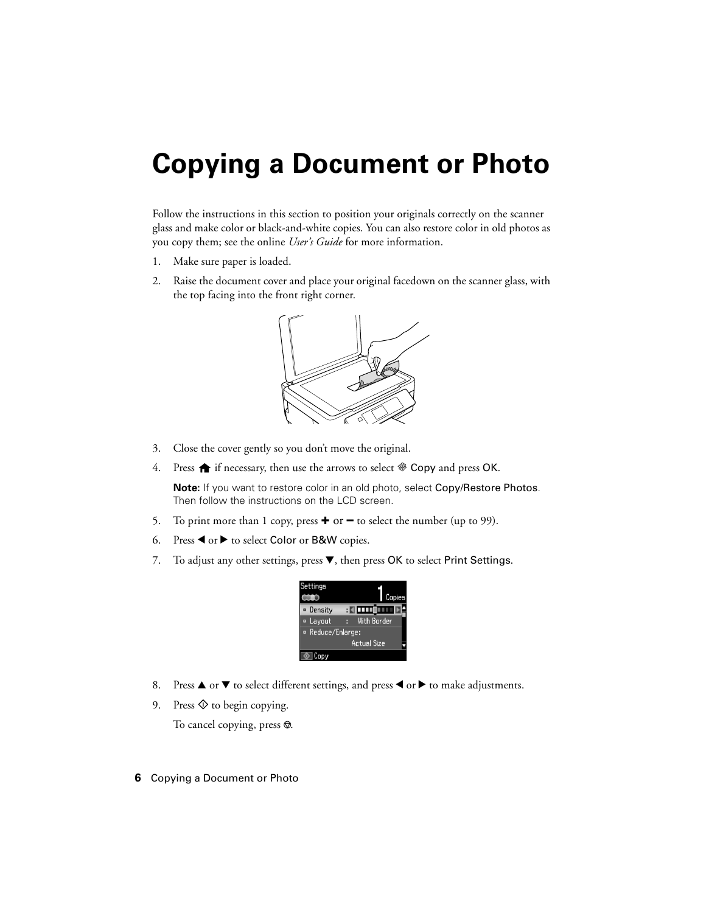# Copying a Document or Photo

Follow the instructions in this section to position your originals correctly on the scanner glass and make color or black-and-white copies. You can also restore color in old photos as you copy them; see the online *User's Guide* for more information.

1. Make sure paper is loaded.
2. Raise the document cover and place your original facedown on the scanner glass, with the top facing into the front right corner.
3. Close the cover gently so you don't move the original.
4. Press 🏠 if necessary, then use the arrows to select Copy and press OK.

   **Note:** If you want to restore color in an old photo, select Copy/Restore Photos. Then follow the instructions on the LCD screen.

5. To print more than 1 copy, press + or – to select the number (up to 99).
6. Press ◀ or ▶ to select Color or B&W copies.
7. To adjust any other settings, press ▼, then press OK to select Print Settings.
8. Press ▲ or ▼ to select different settings, and press ◀ or ▶ to make adjustments.
9. Press ◇ to begin copying.

   To cancel copying, press ⊘.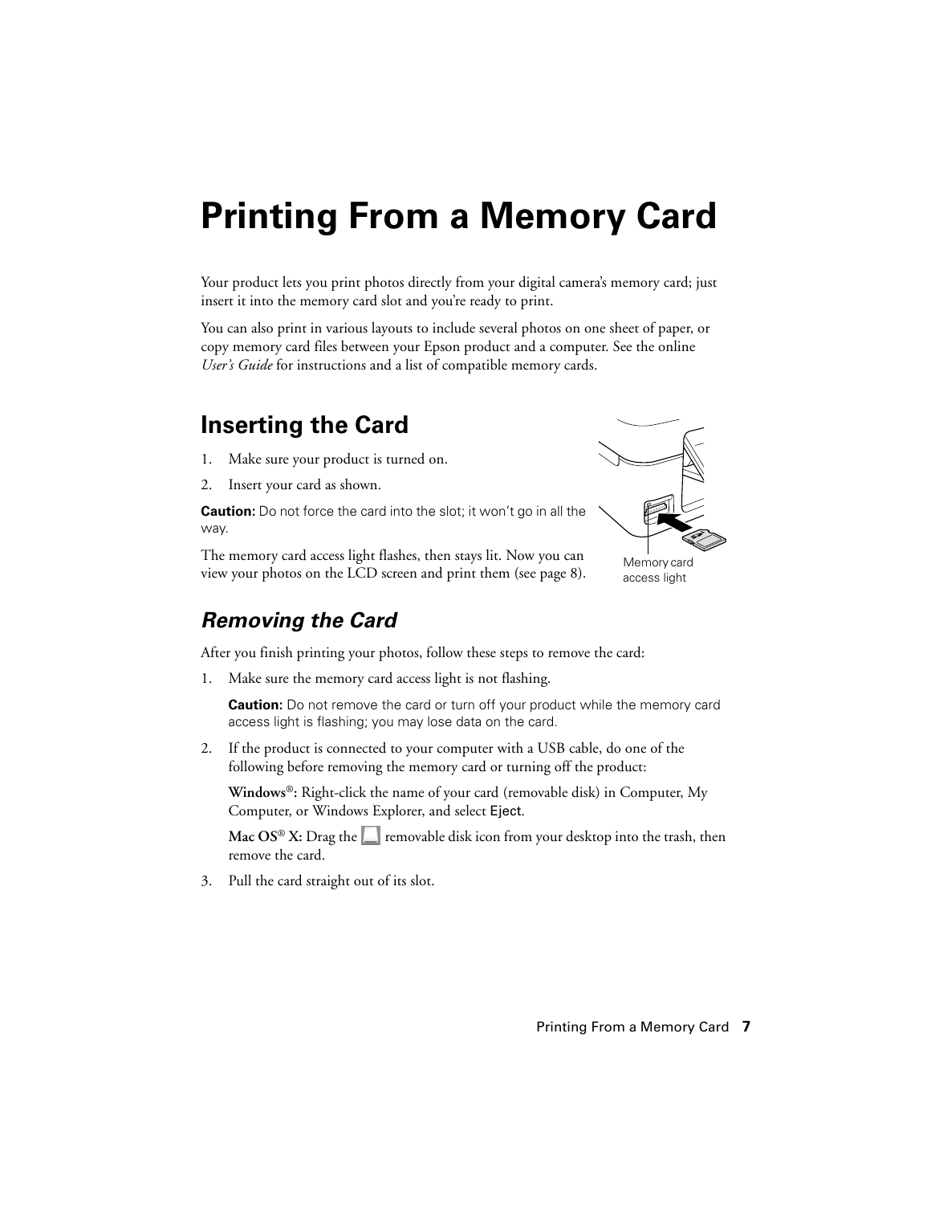# Printing From a Memory Card

Your product lets you print photos directly from your digital camera's memory card; just insert it into the memory card slot and you're ready to print.

You can also print in various layouts to include several photos on one sheet of paper, or copy memory card files between your Epson product and a computer. See the online *User's Guide* for instructions and a list of compatible memory cards.

## Inserting the Card

1. Make sure your product is turned on.
2. Insert your card as shown.

**Caution:** Do not force the card into the slot; it won't go in all the way.

The memory card access light flashes, then stays lit. Now you can view your photos on the LCD screen and print them (see page 8).

Memory card access light

### *Removing the Card*

After you finish printing your photos, follow these steps to remove the card:

1. Make sure the memory card access light is not flashing.

   **Caution:** Do not remove the card or turn off your product while the memory card access light is flashing; you may lose data on the card.

2. If the product is connected to your computer with a USB cable, do one of the following before removing the memory card or turning off the product:

   **Windows®:** Right-click the name of your card (removable disk) in Computer, My Computer, or Windows Explorer, and select Eject.

   **Mac OS® X:** Drag the removable disk icon from your desktop into the trash, then remove the card.

3. Pull the card straight out of its slot.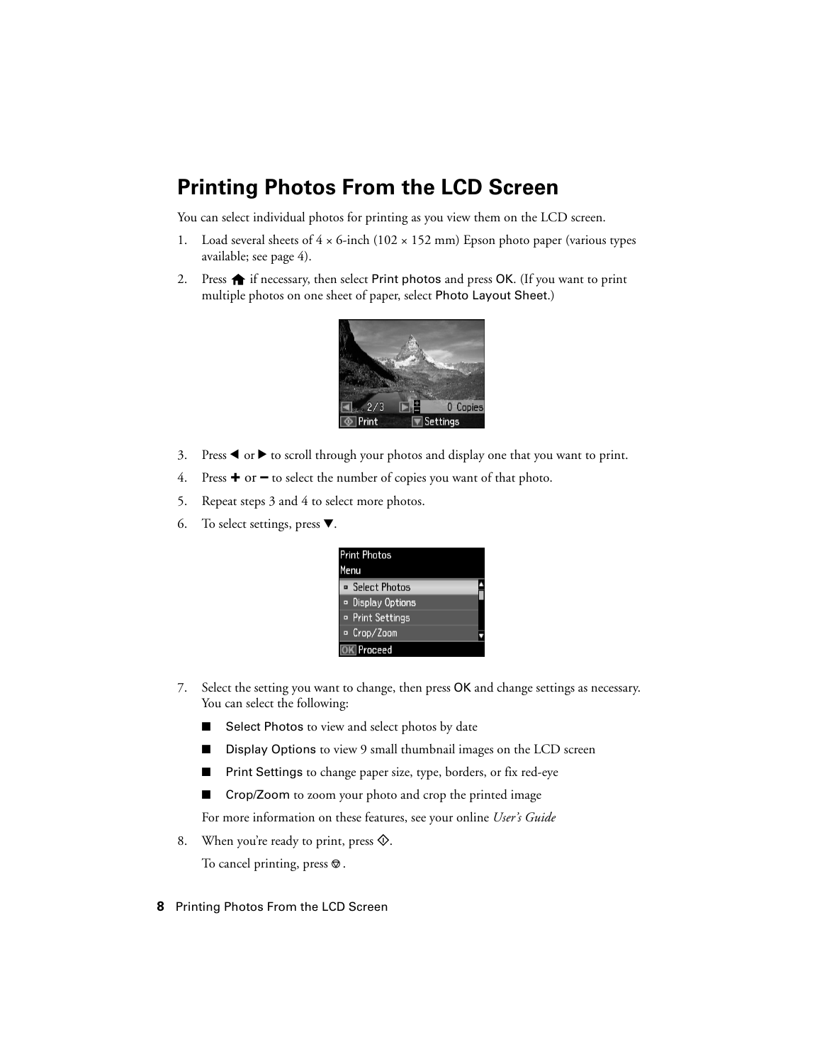# Printing Photos From the LCD Screen

You can select individual photos for printing as you view them on the LCD screen.

1. Load several sheets of 4 × 6-inch (102 × 152 mm) Epson photo paper (various types available; see page 4).
2. Press 🏠 if necessary, then select Print photos and press OK. (If you want to print multiple photos on one sheet of paper, select Photo Layout Sheet.)
3. Press ◀ or ▶ to scroll through your photos and display one that you want to print.
4. Press + or – to select the number of copies you want of that photo.
5. Repeat steps 3 and 4 to select more photos.
6. To select settings, press ▼.
7. Select the setting you want to change, then press OK and change settings as necessary. You can select the following:
   - Select Photos to view and select photos by date
   - Display Options to view 9 small thumbnail images on the LCD screen
   - Print Settings to change paper size, type, borders, or fix red-eye
   - Crop/Zoom to zoom your photo and crop the printed image

   For more information on these features, see your online *User's Guide*
8. When you're ready to print, press ◇.

   To cancel printing, press ⊘.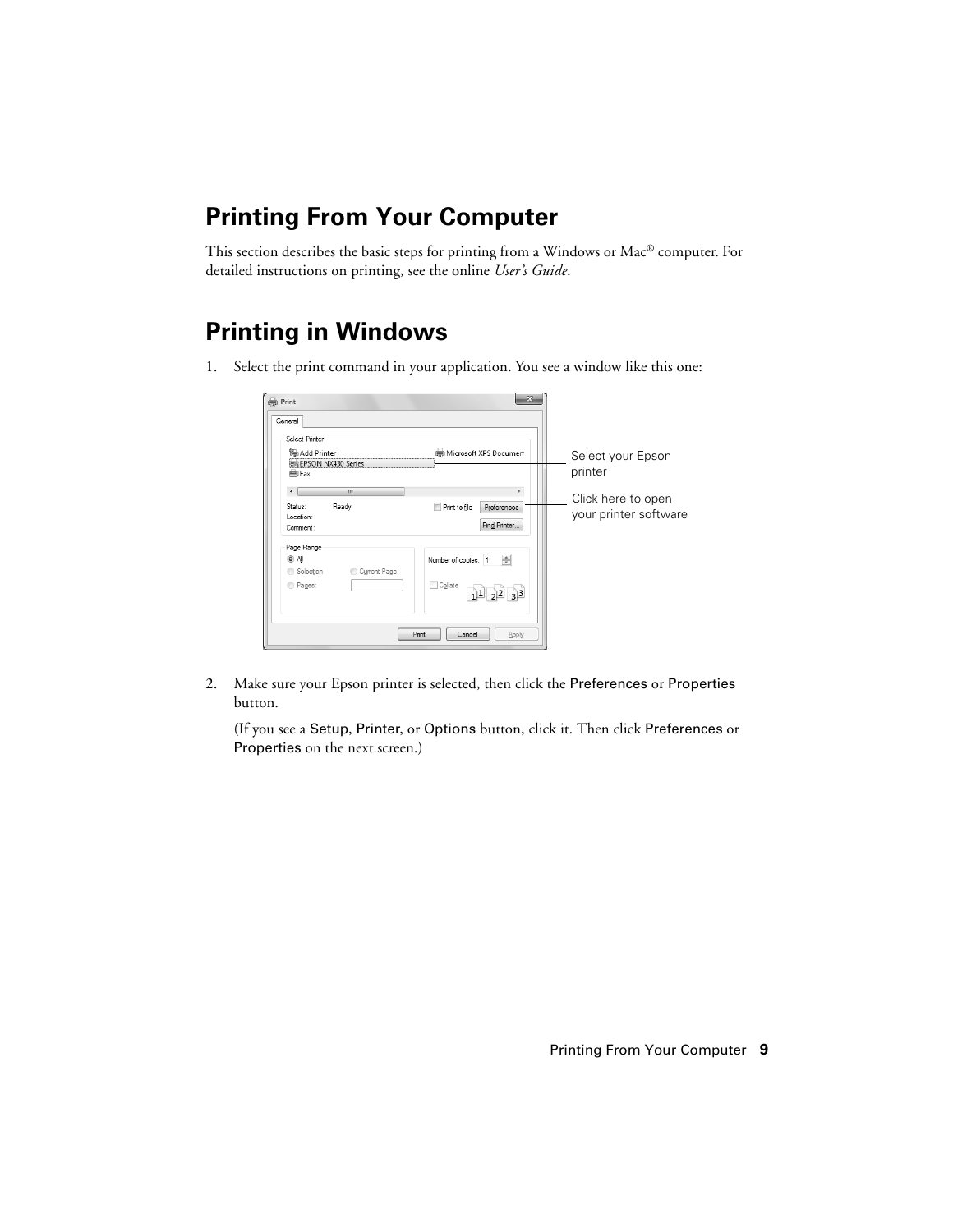# Printing From Your Computer

This section describes the basic steps for printing from a Windows or Mac® computer. For detailed instructions on printing, see the online *User's Guide*.

# Printing in Windows

1. Select the print command in your application. You see a window like this one:

Select your Epson printer

Click here to open your printer software

2. Make sure your Epson printer is selected, then click the Preferences or Properties button.

   (If you see a Setup, Printer, or Options button, click it. Then click Preferences or Properties on the next screen.)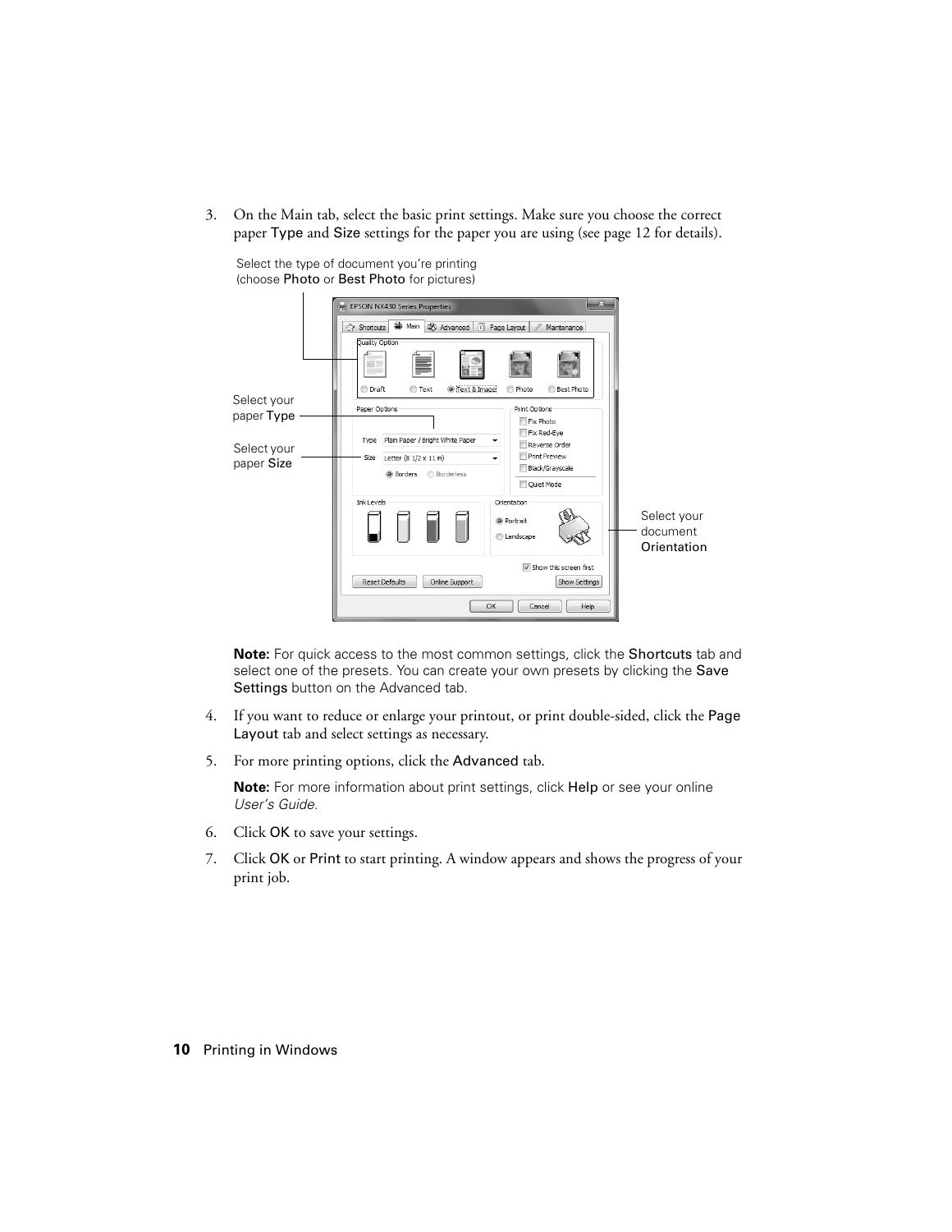3. On the Main tab, select the basic print settings. Make sure you choose the correct paper Type and Size settings for the paper you are using (see page 12 for details).

Select the type of document you're printing (choose Photo or Best Photo for pictures)

Select your paper Type

Select your paper Size

Select your document Orientation

**Note:** For quick access to the most common settings, click the Shortcuts tab and select one of the presets. You can create your own presets by clicking the Save Settings button on the Advanced tab.

4. If you want to reduce or enlarge your printout, or print double-sided, click the Page Layout tab and select settings as necessary.

5. For more printing options, click the Advanced tab.

   **Note:** For more information about print settings, click Help or see your online *User's Guide*.

6. Click OK to save your settings.

7. Click OK or Print to start printing. A window appears and shows the progress of your print job.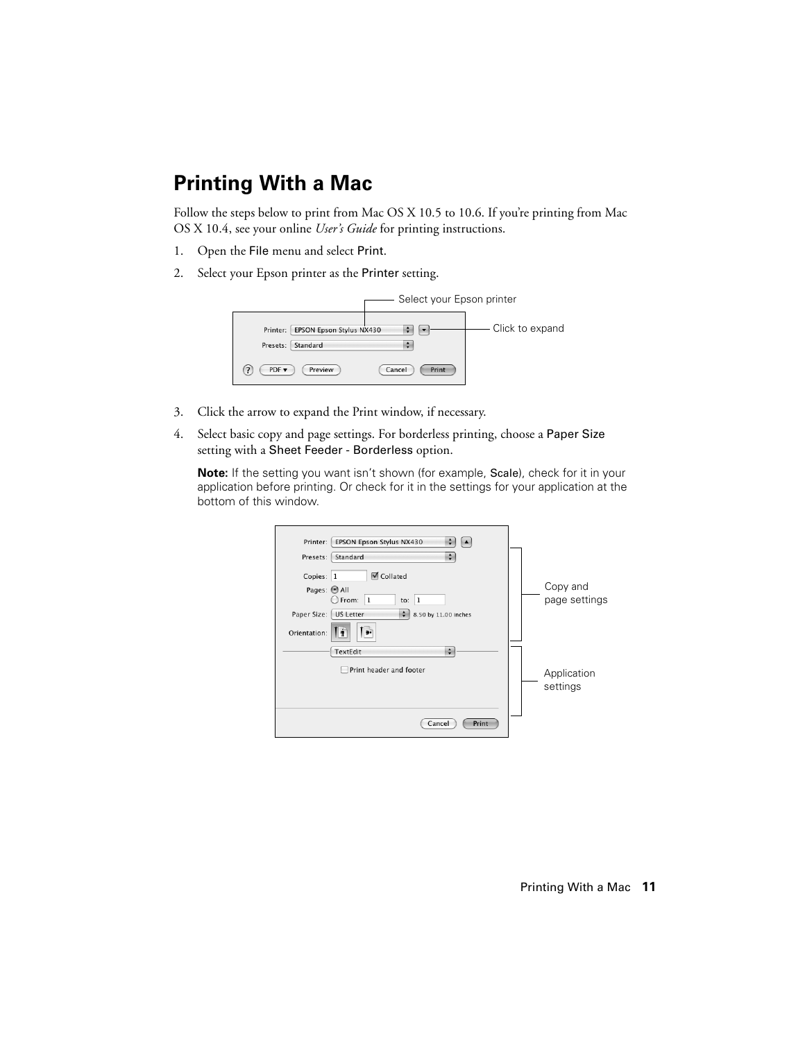# Printing With a Mac

Follow the steps below to print from Mac OS X 10.5 to 10.6. If you're printing from Mac OS X 10.4, see your online *User's Guide* for printing instructions.

1. Open the File menu and select Print.
2. Select your Epson printer as the Printer setting.
3. Click the arrow to expand the Print window, if necessary.
4. Select basic copy and page settings. For borderless printing, choose a Paper Size setting with a Sheet Feeder - Borderless option.

   **Note:** If the setting you want isn't shown (for example, Scale), check for it in your application before printing. Or check for it in the settings for your application at the bottom of this window.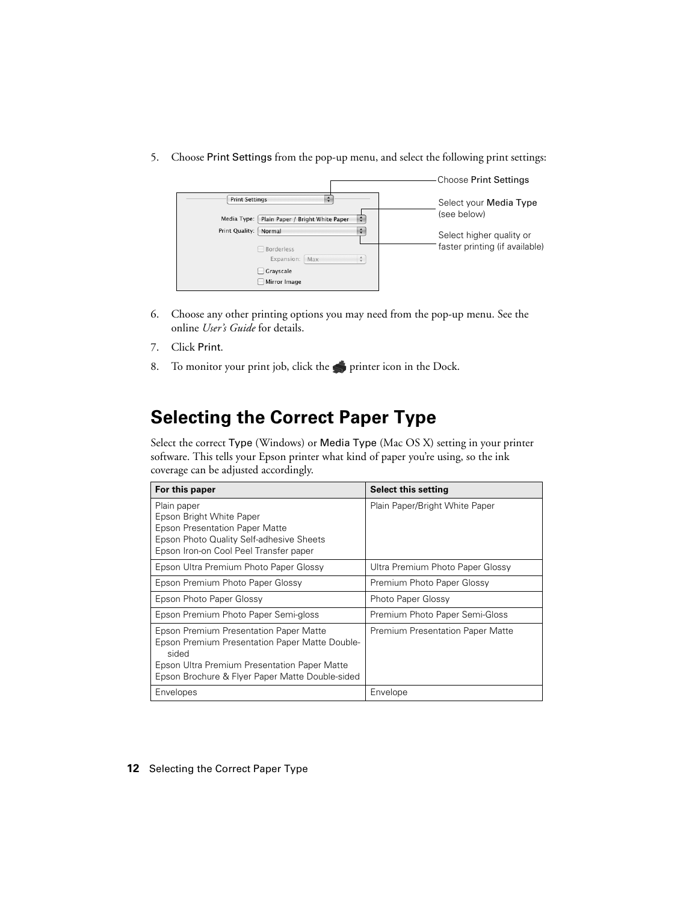5. Choose Print Settings from the pop-up menu, and select the following print settings:

Choose Print Settings

Select your Media Type (see below)

Select higher quality or faster printing (if available)

6. Choose any other printing options you may need from the pop-up menu. See the online *User's Guide* for details.
7. Click Print.
8. To monitor your print job, click the printer icon in the Dock.

## Selecting the Correct Paper Type

Select the correct Type (Windows) or Media Type (Mac OS X) setting in your printer software. This tells your Epson printer what kind of paper you're using, so the ink coverage can be adjusted accordingly.

| For this paper | Select this setting |
|---|---|
| Plain paper<br>Epson Bright White Paper<br>Epson Presentation Paper Matte<br>Epson Photo Quality Self-adhesive Sheets<br>Epson Iron-on Cool Peel Transfer paper | Plain Paper/Bright White Paper |
| Epson Ultra Premium Photo Paper Glossy | Ultra Premium Photo Paper Glossy |
| Epson Premium Photo Paper Glossy | Premium Photo Paper Glossy |
| Epson Photo Paper Glossy | Photo Paper Glossy |
| Epson Premium Photo Paper Semi-gloss | Premium Photo Paper Semi-Gloss |
| Epson Premium Presentation Paper Matte<br>Epson Premium Presentation Paper Matte Double-sided<br>Epson Ultra Premium Presentation Paper Matte<br>Epson Brochure & Flyer Paper Matte Double-sided | Premium Presentation Paper Matte |
| Envelopes | Envelope |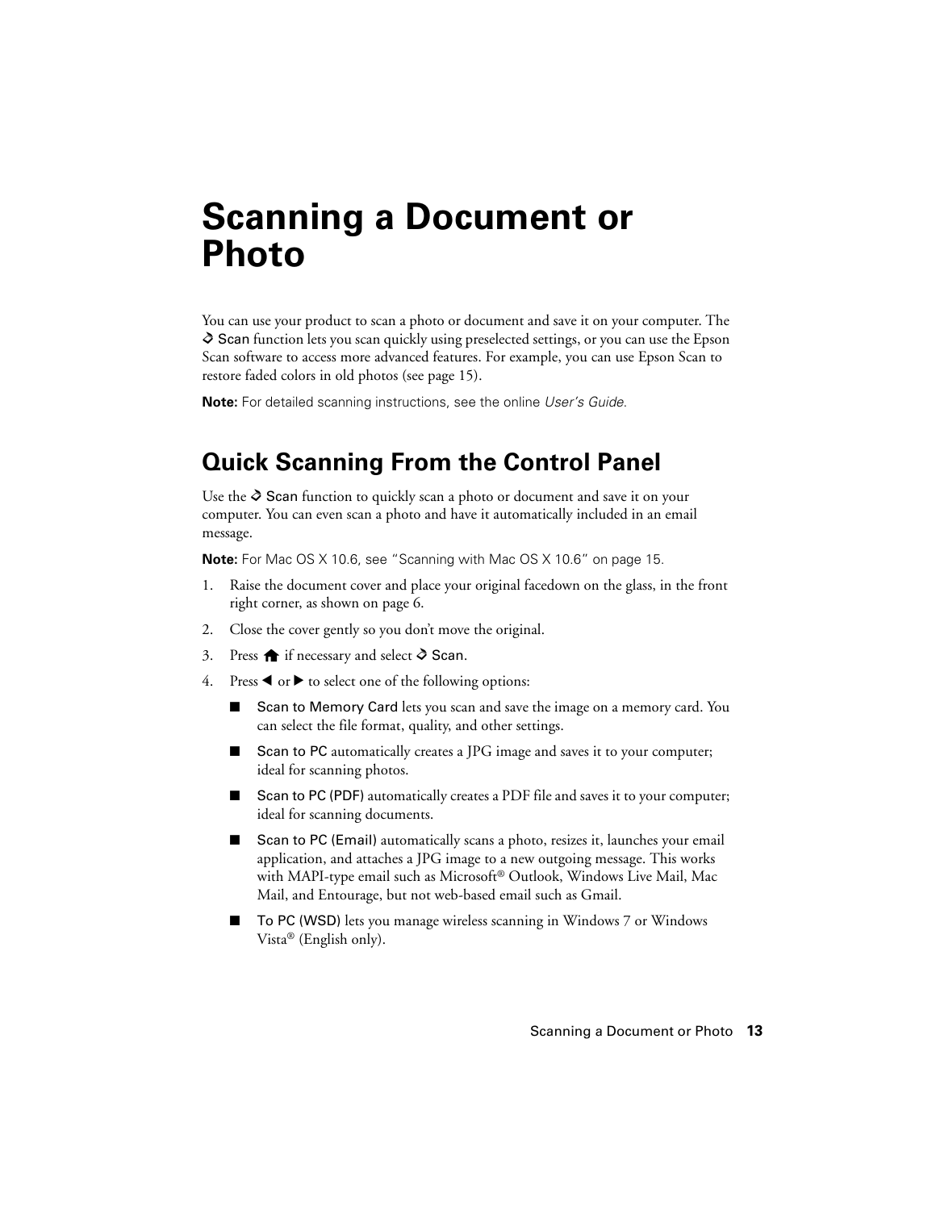# Scanning a Document or Photo

You can use your product to scan a photo or document and save it on your computer. The Scan function lets you scan quickly using preselected settings, or you can use the Epson Scan software to access more advanced features. For example, you can use Epson Scan to restore faded colors in old photos (see page 15).

**Note:** For detailed scanning instructions, see the online *User's Guide*.

## Quick Scanning From the Control Panel

Use the Scan function to quickly scan a photo or document and save it on your computer. You can even scan a photo and have it automatically included in an email message.

**Note:** For Mac OS X 10.6, see "Scanning with Mac OS X 10.6" on page 15.

1. Raise the document cover and place your original facedown on the glass, in the front right corner, as shown on page 6.
2. Close the cover gently so you don't move the original.
3. Press if necessary and select Scan.
4. Press ◀ or ▶ to select one of the following options:
   - Scan to Memory Card lets you scan and save the image on a memory card. You can select the file format, quality, and other settings.
   - Scan to PC automatically creates a JPG image and saves it to your computer; ideal for scanning photos.
   - Scan to PC (PDF) automatically creates a PDF file and saves it to your computer; ideal for scanning documents.
   - Scan to PC (Email) automatically scans a photo, resizes it, launches your email application, and attaches a JPG image to a new outgoing message. This works with MAPI-type email such as Microsoft® Outlook, Windows Live Mail, Mac Mail, and Entourage, but not web-based email such as Gmail.
   - To PC (WSD) lets you manage wireless scanning in Windows 7 or Windows Vista® (English only).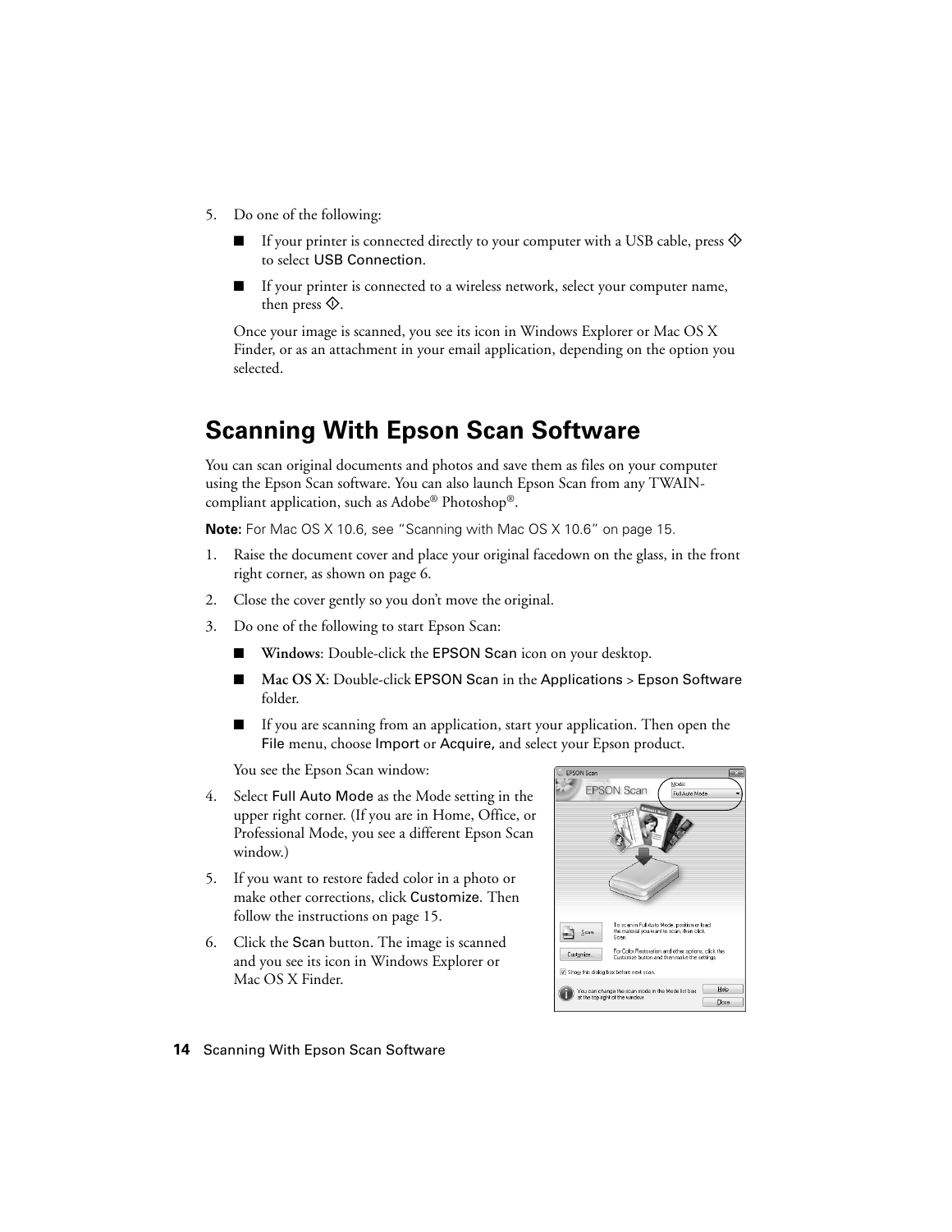5. Do one of the following:

   - If your printer is connected directly to your computer with a USB cable, press ◇ to select USB Connection.
   - If your printer is connected to a wireless network, select your computer name, then press ◇.

   Once your image is scanned, you see its icon in Windows Explorer or Mac OS X Finder, or as an attachment in your email application, depending on the option you selected.

## Scanning With Epson Scan Software

You can scan original documents and photos and save them as files on your computer using the Epson Scan software. You can also launch Epson Scan from any TWAIN-compliant application, such as Adobe® Photoshop®.

**Note:** For Mac OS X 10.6, see "Scanning with Mac OS X 10.6" on page 15.

1. Raise the document cover and place your original facedown on the glass, in the front right corner, as shown on page 6.
2. Close the cover gently so you don't move the original.
3. Do one of the following to start Epson Scan:

   - **Windows**: Double-click the EPSON Scan icon on your desktop.
   - **Mac OS X**: Double-click EPSON Scan in the Applications > Epson Software folder.
   - If you are scanning from an application, start your application. Then open the File menu, choose Import or Acquire, and select your Epson product.

   You see the Epson Scan window:

4. Select Full Auto Mode as the Mode setting in the upper right corner. (If you are in Home, Office, or Professional Mode, you see a different Epson Scan window.)
5. If you want to restore faded color in a photo or make other corrections, click Customize. Then follow the instructions on page 15.
6. Click the Scan button. The image is scanned and you see its icon in Windows Explorer or Mac OS X Finder.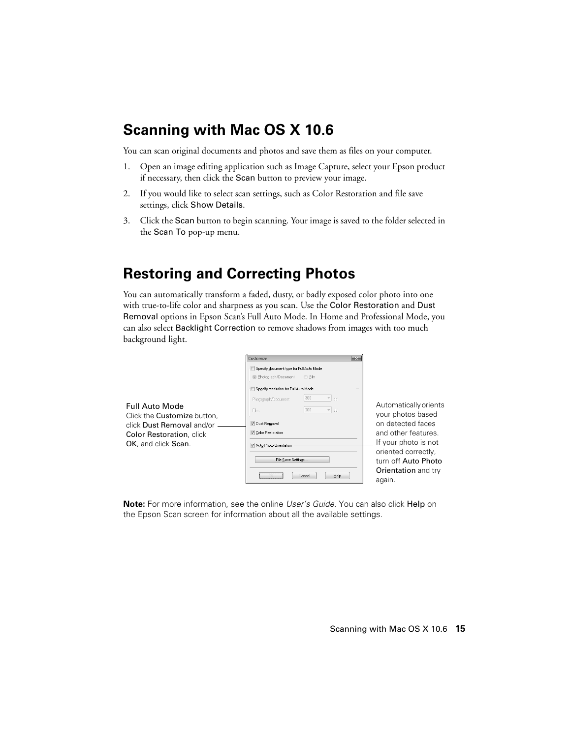## Scanning with Mac OS X 10.6

You can scan original documents and photos and save them as files on your computer.

1. Open an image editing application such as Image Capture, select your Epson product if necessary, then click the Scan button to preview your image.
2. If you would like to select scan settings, such as Color Restoration and file save settings, click Show Details.
3. Click the Scan button to begin scanning. Your image is saved to the folder selected in the Scan To pop-up menu.

## Restoring and Correcting Photos

You can automatically transform a faded, dusty, or badly exposed color photo into one with true-to-life color and sharpness as you scan. Use the Color Restoration and Dust Removal options in Epson Scan's Full Auto Mode. In Home and Professional Mode, you can also select Backlight Correction to remove shadows from images with too much background light.

Full Auto Mode
Click the Customize button, click Dust Removal and/or Color Restoration, click OK, and click Scan.

Automatically orients your photos based on detected faces and other features. If your photo is not oriented correctly, turn off Auto Photo Orientation and try again.

**Note:** For more information, see the online *User's Guide*. You can also click Help on the Epson Scan screen for information about all the available settings.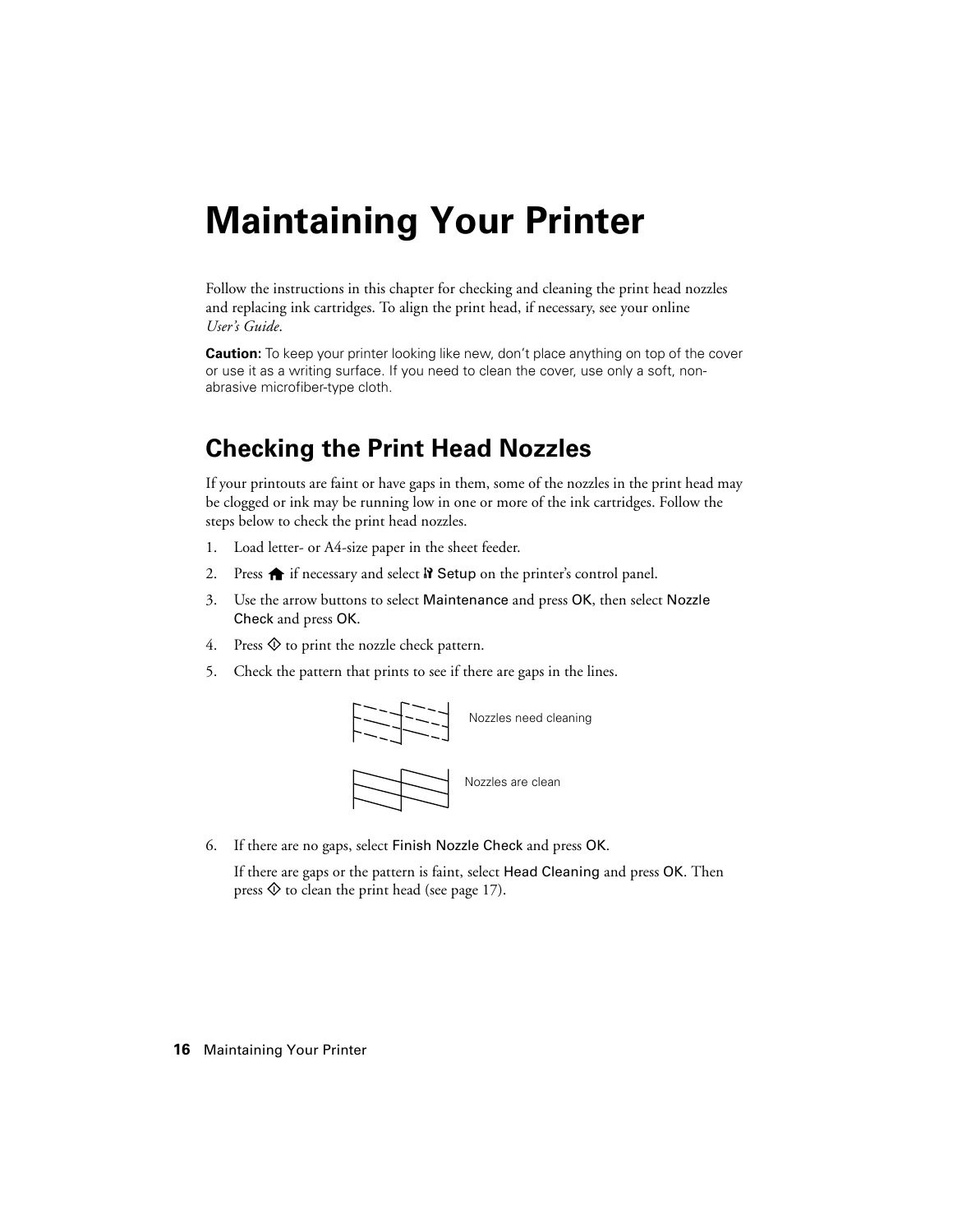# Maintaining Your Printer

Follow the instructions in this chapter for checking and cleaning the print head nozzles and replacing ink cartridges. To align the print head, if necessary, see your online *User's Guide*.

**Caution:** To keep your printer looking like new, don't place anything on top of the cover or use it as a writing surface. If you need to clean the cover, use only a soft, non-abrasive microfiber-type cloth.

## Checking the Print Head Nozzles

If your printouts are faint or have gaps in them, some of the nozzles in the print head may be clogged or ink may be running low in one or more of the ink cartridges. Follow the steps below to check the print head nozzles.

1. Load letter- or A4-size paper in the sheet feeder.
2. Press the home button if necessary and select Setup on the printer's control panel.
3. Use the arrow buttons to select Maintenance and press OK, then select Nozzle Check and press OK.
4. Press the start button to print the nozzle check pattern.
5. Check the pattern that prints to see if there are gaps in the lines.

Nozzles need cleaning

Nozzles are clean

6. If there are no gaps, select Finish Nozzle Check and press OK.

   If there are gaps or the pattern is faint, select Head Cleaning and press OK. Then press the start button to clean the print head (see page 17).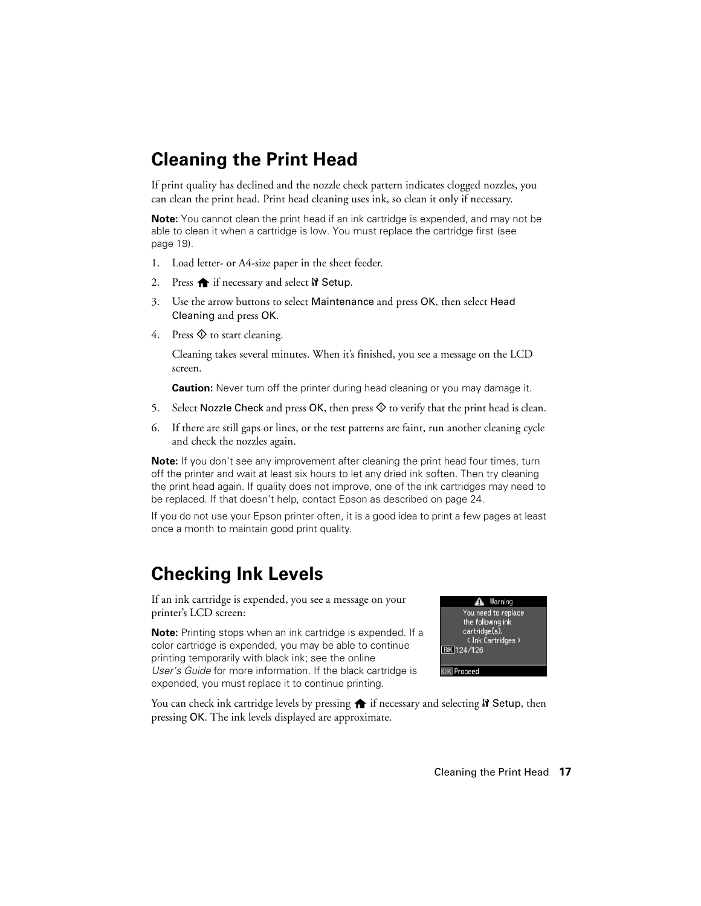# Cleaning the Print Head

If print quality has declined and the nozzle check pattern indicates clogged nozzles, you can clean the print head. Print head cleaning uses ink, so clean it only if necessary.

**Note:** You cannot clean the print head if an ink cartridge is expended, and may not be able to clean it when a cartridge is low. You must replace the cartridge first (see page 19).

1. Load letter- or A4-size paper in the sheet feeder.
2. Press 🏠 if necessary and select Setup.
3. Use the arrow buttons to select Maintenance and press OK, then select Head Cleaning and press OK.
4. Press ◇ to start cleaning.

   Cleaning takes several minutes. When it's finished, you see a message on the LCD screen.

   **Caution:** Never turn off the printer during head cleaning or you may damage it.

5. Select Nozzle Check and press OK, then press ◇ to verify that the print head is clean.
6. If there are still gaps or lines, or the test patterns are faint, run another cleaning cycle and check the nozzles again.

**Note:** If you don't see any improvement after cleaning the print head four times, turn off the printer and wait at least six hours to let any dried ink soften. Then try cleaning the print head again. If quality does not improve, one of the ink cartridges may need to be replaced. If that doesn't help, contact Epson as described on page 24.

If you do not use your Epson printer often, it is a good idea to print a few pages at least once a month to maintain good print quality.

# Checking Ink Levels

If an ink cartridge is expended, you see a message on your printer's LCD screen:

Warning
You need to replace the following ink cartridge(s).
< Ink Cartridges >
BK 124/126
OK Proceed

**Note:** Printing stops when an ink cartridge is expended. If a color cartridge is expended, you may be able to continue printing temporarily with black ink; see the online *User's Guide* for more information. If the black cartridge is expended, you must replace it to continue printing.

You can check ink cartridge levels by pressing 🏠 if necessary and selecting Setup, then pressing OK. The ink levels displayed are approximate.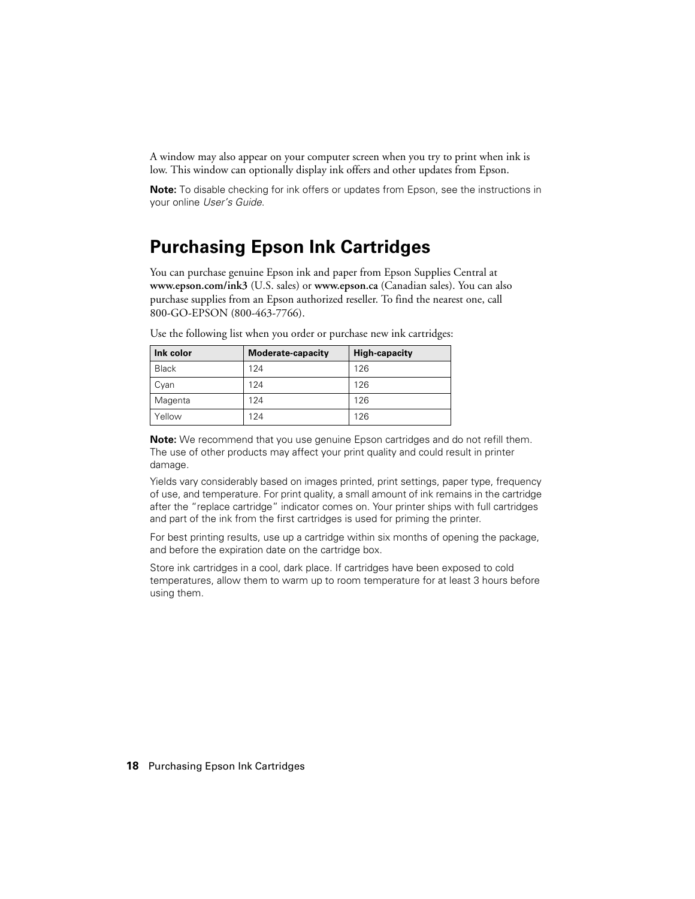A window may also appear on your computer screen when you try to print when ink is low. This window can optionally display ink offers and other updates from Epson.

**Note:** To disable checking for ink offers or updates from Epson, see the instructions in your online *User's Guide*.

## Purchasing Epson Ink Cartridges

You can purchase genuine Epson ink and paper from Epson Supplies Central at **www.epson.com/ink3** (U.S. sales) or **www.epson.ca** (Canadian sales). You can also purchase supplies from an Epson authorized reseller. To find the nearest one, call 800-GO-EPSON (800-463-7766).

Use the following list when you order or purchase new ink cartridges:

| Ink color | Moderate-capacity | High-capacity |
|---|---|---|
| Black | 124 | 126 |
| Cyan | 124 | 126 |
| Magenta | 124 | 126 |
| Yellow | 124 | 126 |

**Note:** We recommend that you use genuine Epson cartridges and do not refill them. The use of other products may affect your print quality and could result in printer damage.

Yields vary considerably based on images printed, print settings, paper type, frequency of use, and temperature. For print quality, a small amount of ink remains in the cartridge after the "replace cartridge" indicator comes on. Your printer ships with full cartridges and part of the ink from the first cartridges is used for priming the printer.

For best printing results, use up a cartridge within six months of opening the package, and before the expiration date on the cartridge box.

Store ink cartridges in a cool, dark place. If cartridges have been exposed to cold temperatures, allow them to warm up to room temperature for at least 3 hours before using them.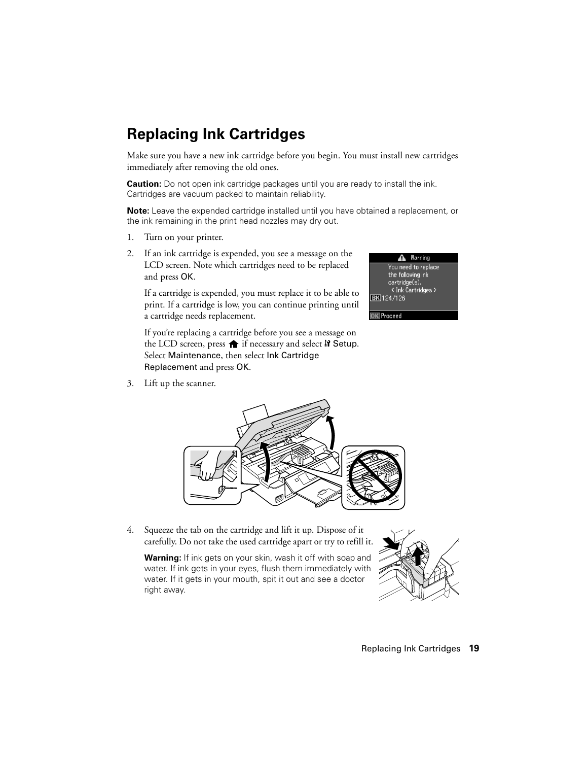# Replacing Ink Cartridges

Make sure you have a new ink cartridge before you begin. You must install new cartridges immediately after removing the old ones.

**Caution:** Do not open ink cartridge packages until you are ready to install the ink. Cartridges are vacuum packed to maintain reliability.

**Note:** Leave the expended cartridge installed until you have obtained a replacement, or the ink remaining in the print head nozzles may dry out.

1. Turn on your printer.
2. If an ink cartridge is expended, you see a message on the LCD screen. Note which cartridges need to be replaced and press OK.

   If a cartridge is expended, you must replace it to be able to print. If a cartridge is low, you can continue printing until a cartridge needs replacement.

   If you're replacing a cartridge before you see a message on the LCD screen, press the home button if necessary and select Setup. Select Maintenance, then select Ink Cartridge Replacement and press OK.
3. Lift up the scanner.
4. Squeeze the tab on the cartridge and lift it up. Dispose of it carefully. Do not take the used cartridge apart or try to refill it.

   **Warning:** If ink gets on your skin, wash it off with soap and water. If ink gets in your eyes, flush them immediately with water. If it gets in your mouth, spit it out and see a doctor right away.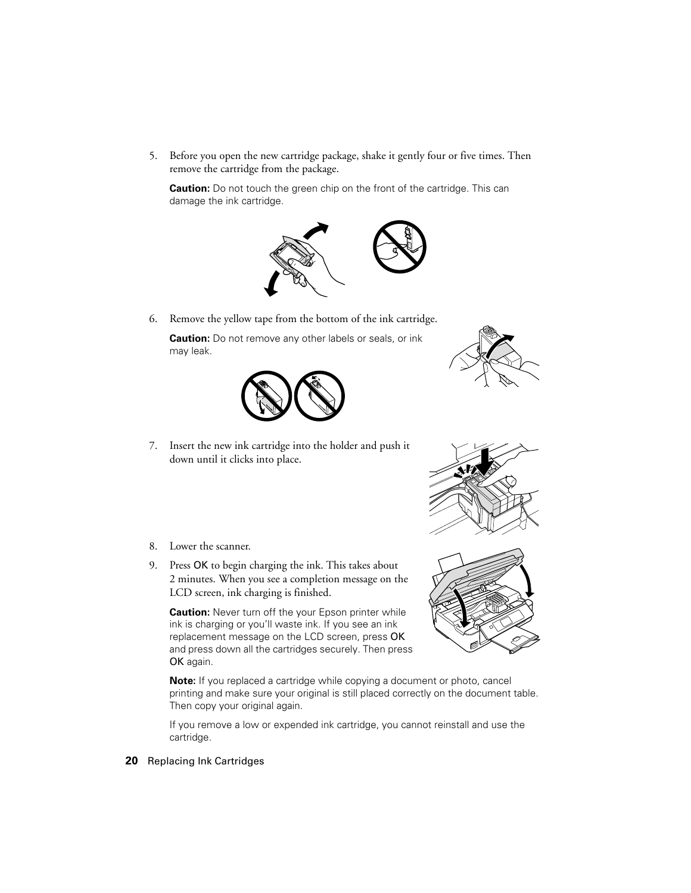5. Before you open the new cartridge package, shake it gently four or five times. Then remove the cartridge from the package.

   **Caution:** Do not touch the green chip on the front of the cartridge. This can damage the ink cartridge.

6. Remove the yellow tape from the bottom of the ink cartridge.

   **Caution:** Do not remove any other labels or seals, or ink may leak.

7. Insert the new ink cartridge into the holder and push it down until it clicks into place.

8. Lower the scanner.

9. Press OK to begin charging the ink. This takes about 2 minutes. When you see a completion message on the LCD screen, ink charging is finished.

   **Caution:** Never turn off the your Epson printer while ink is charging or you'll waste ink. If you see an ink replacement message on the LCD screen, press OK and press down all the cartridges securely. Then press OK again.

   **Note:** If you replaced a cartridge while copying a document or photo, cancel printing and make sure your original is still placed correctly on the document table. Then copy your original again.

   If you remove a low or expended ink cartridge, you cannot reinstall and use the cartridge.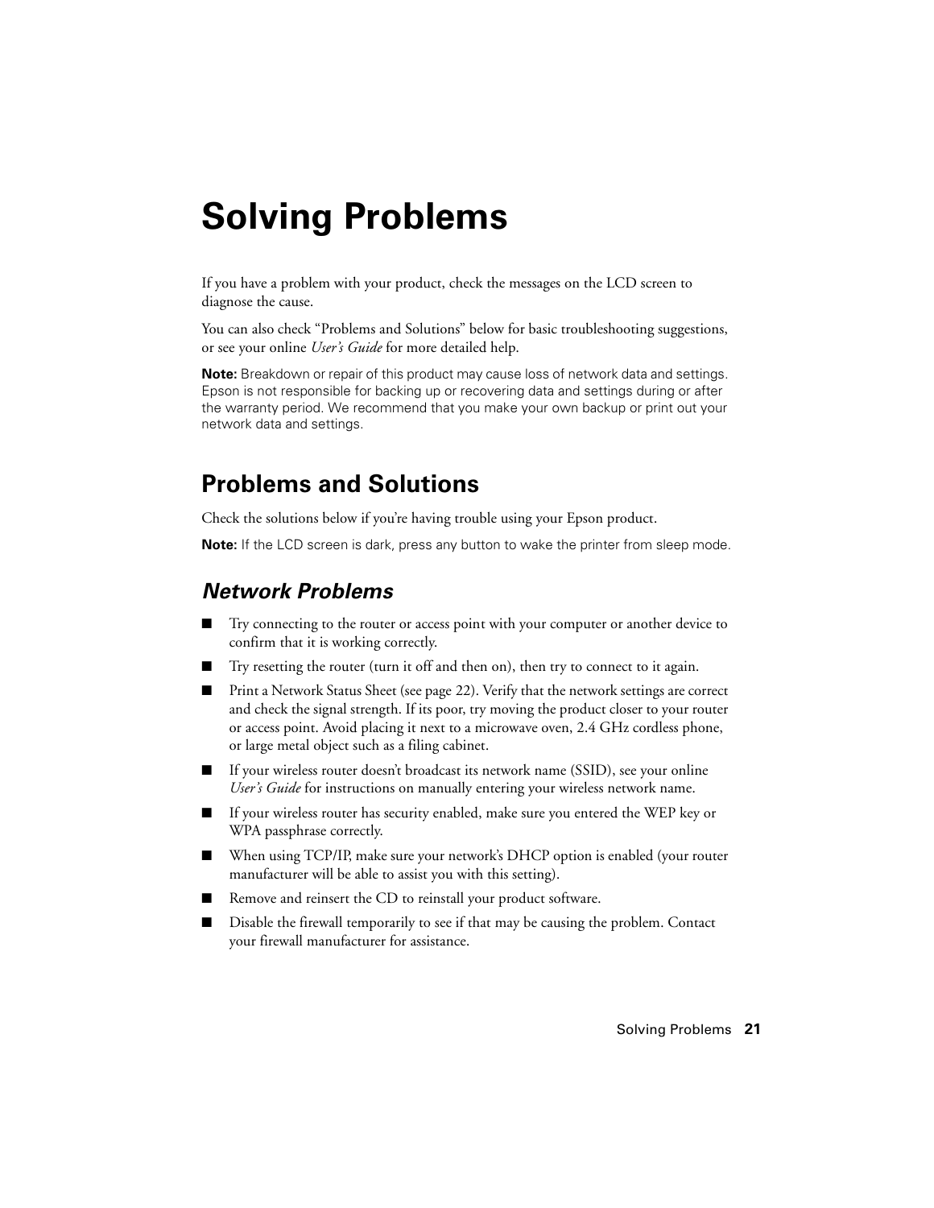# Solving Problems

If you have a problem with your product, check the messages on the LCD screen to diagnose the cause.

You can also check "Problems and Solutions" below for basic troubleshooting suggestions, or see your online *User's Guide* for more detailed help.

**Note:** Breakdown or repair of this product may cause loss of network data and settings. Epson is not responsible for backing up or recovering data and settings during or after the warranty period. We recommend that you make your own backup or print out your network data and settings.

## Problems and Solutions

Check the solutions below if you're having trouble using your Epson product.

**Note:** If the LCD screen is dark, press any button to wake the printer from sleep mode.

### *Network Problems*

- Try connecting to the router or access point with your computer or another device to confirm that it is working correctly.
- Try resetting the router (turn it off and then on), then try to connect to it again.
- Print a Network Status Sheet (see page 22). Verify that the network settings are correct and check the signal strength. If its poor, try moving the product closer to your router or access point. Avoid placing it next to a microwave oven, 2.4 GHz cordless phone, or large metal object such as a filing cabinet.
- If your wireless router doesn't broadcast its network name (SSID), see your online *User's Guide* for instructions on manually entering your wireless network name.
- If your wireless router has security enabled, make sure you entered the WEP key or WPA passphrase correctly.
- When using TCP/IP, make sure your network's DHCP option is enabled (your router manufacturer will be able to assist you with this setting).
- Remove and reinsert the CD to reinstall your product software.
- Disable the firewall temporarily to see if that may be causing the problem. Contact your firewall manufacturer for assistance.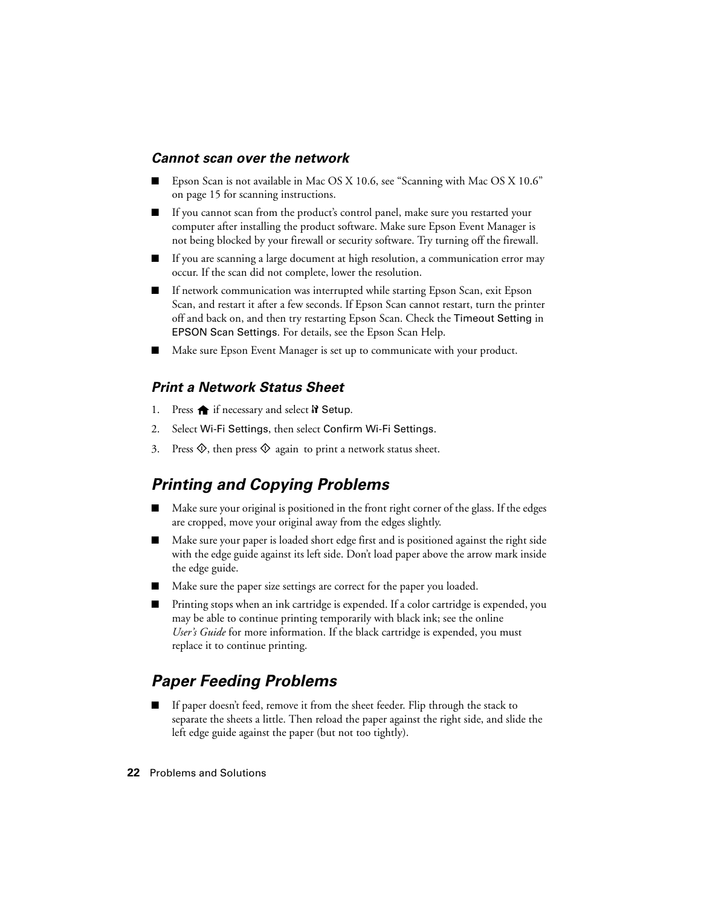### *Cannot scan over the network*

- Epson Scan is not available in Mac OS X 10.6, see “Scanning with Mac OS X 10.6” on page 15 for scanning instructions.
- If you cannot scan from the product’s control panel, make sure you restarted your computer after installing the product software. Make sure Epson Event Manager is not being blocked by your firewall or security software. Try turning off the firewall.
- If you are scanning a large document at high resolution, a communication error may occur. If the scan did not complete, lower the resolution.
- If network communication was interrupted while starting Epson Scan, exit Epson Scan, and restart it after a few seconds. If Epson Scan cannot restart, turn the printer off and back on, and then try restarting Epson Scan. Check the Timeout Setting in EPSON Scan Settings. For details, see the Epson Scan Help.
- Make sure Epson Event Manager is set up to communicate with your product.

### *Print a Network Status Sheet*

1. Press 🏠 if necessary and select Setup.
2. Select Wi-Fi Settings, then select Confirm Wi-Fi Settings.
3. Press ◇, then press ◇ again to print a network status sheet.

## *Printing and Copying Problems*

- Make sure your original is positioned in the front right corner of the glass. If the edges are cropped, move your original away from the edges slightly.
- Make sure your paper is loaded short edge first and is positioned against the right side with the edge guide against its left side. Don’t load paper above the arrow mark inside the edge guide.
- Make sure the paper size settings are correct for the paper you loaded.
- Printing stops when an ink cartridge is expended. If a color cartridge is expended, you may be able to continue printing temporarily with black ink; see the online *User’s Guide* for more information. If the black cartridge is expended, you must replace it to continue printing.

## *Paper Feeding Problems*

- If paper doesn’t feed, remove it from the sheet feeder. Flip through the stack to separate the sheets a little. Then reload the paper against the right side, and slide the left edge guide against the paper (but not too tightly).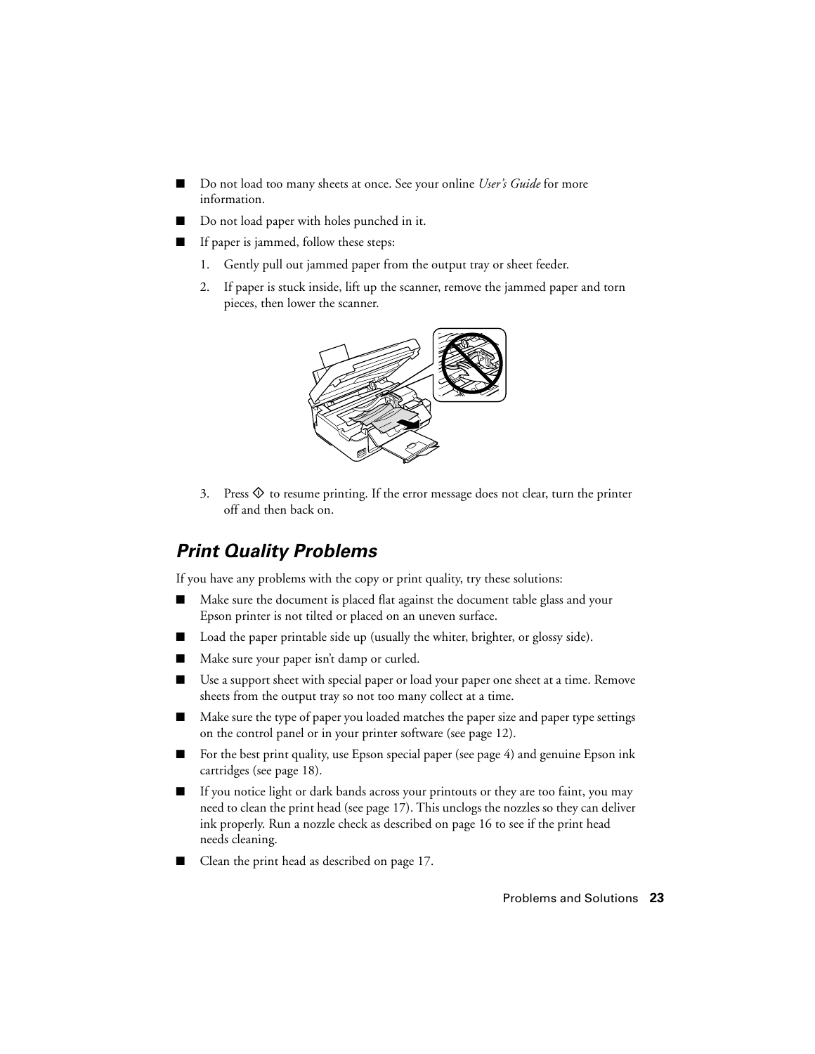- Do not load too many sheets at once. See your online *User's Guide* for more information.
- Do not load paper with holes punched in it.
- If paper is jammed, follow these steps:
  1. Gently pull out jammed paper from the output tray or sheet feeder.
  2. If paper is stuck inside, lift up the scanner, remove the jammed paper and torn pieces, then lower the scanner.
  3. Press ◇ to resume printing. If the error message does not clear, turn the printer off and then back on.

## Print Quality Problems

If you have any problems with the copy or print quality, try these solutions:

- Make sure the document is placed flat against the document table glass and your Epson printer is not tilted or placed on an uneven surface.
- Load the paper printable side up (usually the whiter, brighter, or glossy side).
- Make sure your paper isn't damp or curled.
- Use a support sheet with special paper or load your paper one sheet at a time. Remove sheets from the output tray so not too many collect at a time.
- Make sure the type of paper you loaded matches the paper size and paper type settings on the control panel or in your printer software (see page 12).
- For the best print quality, use Epson special paper (see page 4) and genuine Epson ink cartridges (see page 18).
- If you notice light or dark bands across your printouts or they are too faint, you may need to clean the print head (see page 17). This unclogs the nozzles so they can deliver ink properly. Run a nozzle check as described on page 16 to see if the print head needs cleaning.
- Clean the print head as described on page 17.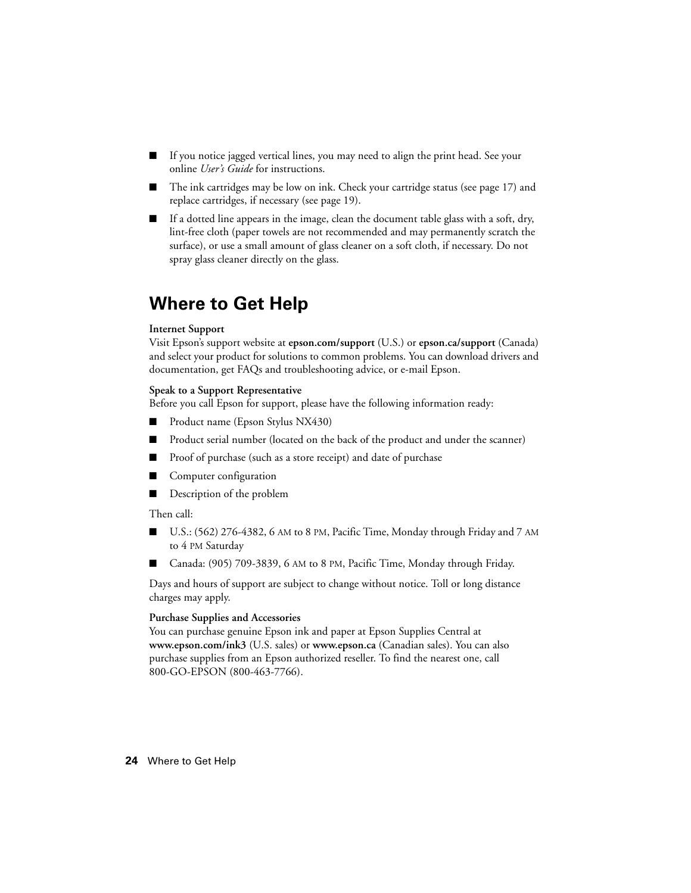- If you notice jagged vertical lines, you may need to align the print head. See your online *User's Guide* for instructions.
- The ink cartridges may be low on ink. Check your cartridge status (see page 17) and replace cartridges, if necessary (see page 19).
- If a dotted line appears in the image, clean the document table glass with a soft, dry, lint-free cloth (paper towels are not recommended and may permanently scratch the surface), or use a small amount of glass cleaner on a soft cloth, if necessary. Do not spray glass cleaner directly on the glass.

## Where to Get Help

**Internet Support**

Visit Epson's support website at **epson.com/support** (U.S.) or **epson.ca/support** (Canada) and select your product for solutions to common problems. You can download drivers and documentation, get FAQs and troubleshooting advice, or e-mail Epson.

**Speak to a Support Representative**

Before you call Epson for support, please have the following information ready:

- Product name (Epson Stylus NX430)
- Product serial number (located on the back of the product and under the scanner)
- Proof of purchase (such as a store receipt) and date of purchase
- Computer configuration
- Description of the problem

Then call:

- U.S.: (562) 276-4382, 6 AM to 8 PM, Pacific Time, Monday through Friday and 7 AM to 4 PM Saturday
- Canada: (905) 709-3839, 6 AM to 8 PM, Pacific Time, Monday through Friday.

Days and hours of support are subject to change without notice. Toll or long distance charges may apply.

**Purchase Supplies and Accessories**

You can purchase genuine Epson ink and paper at Epson Supplies Central at **www.epson.com/ink3** (U.S. sales) or **www.epson.ca** (Canadian sales). You can also purchase supplies from an Epson authorized reseller. To find the nearest one, call 800-GO-EPSON (800-463-7766).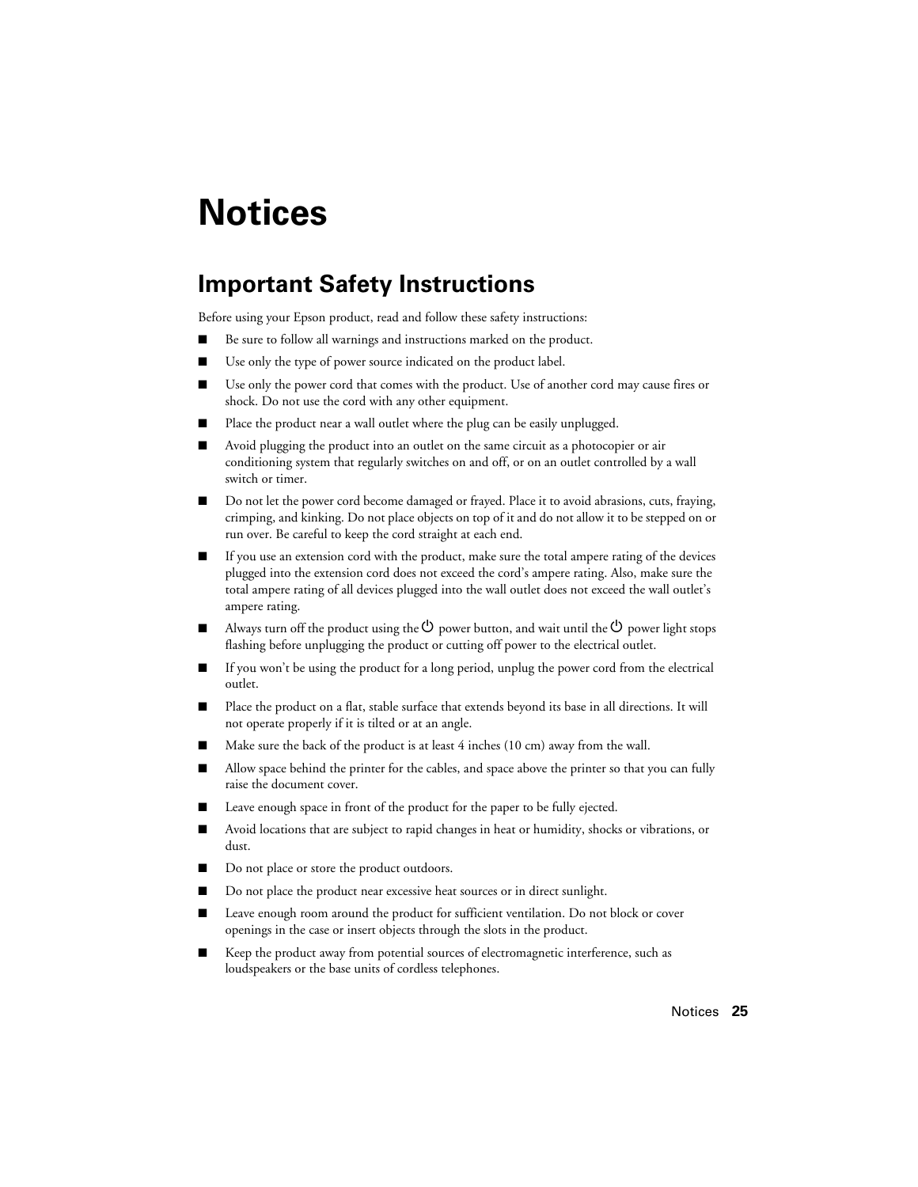# Notices

## Important Safety Instructions

Before using your Epson product, read and follow these safety instructions:

- Be sure to follow all warnings and instructions marked on the product.
- Use only the type of power source indicated on the product label.
- Use only the power cord that comes with the product. Use of another cord may cause fires or shock. Do not use the cord with any other equipment.
- Place the product near a wall outlet where the plug can be easily unplugged.
- Avoid plugging the product into an outlet on the same circuit as a photocopier or air conditioning system that regularly switches on and off, or on an outlet controlled by a wall switch or timer.
- Do not let the power cord become damaged or frayed. Place it to avoid abrasions, cuts, fraying, crimping, and kinking. Do not place objects on top of it and do not allow it to be stepped on or run over. Be careful to keep the cord straight at each end.
- If you use an extension cord with the product, make sure the total ampere rating of the devices plugged into the extension cord does not exceed the cord's ampere rating. Also, make sure the total ampere rating of all devices plugged into the wall outlet does not exceed the wall outlet's ampere rating.
- Always turn off the product using the ⏻ power button, and wait until the ⏻ power light stops flashing before unplugging the product or cutting off power to the electrical outlet.
- If you won't be using the product for a long period, unplug the power cord from the electrical outlet.
- Place the product on a flat, stable surface that extends beyond its base in all directions. It will not operate properly if it is tilted or at an angle.
- Make sure the back of the product is at least 4 inches (10 cm) away from the wall.
- Allow space behind the printer for the cables, and space above the printer so that you can fully raise the document cover.
- Leave enough space in front of the product for the paper to be fully ejected.
- Avoid locations that are subject to rapid changes in heat or humidity, shocks or vibrations, or dust.
- Do not place or store the product outdoors.
- Do not place the product near excessive heat sources or in direct sunlight.
- Leave enough room around the product for sufficient ventilation. Do not block or cover openings in the case or insert objects through the slots in the product.
- Keep the product away from potential sources of electromagnetic interference, such as loudspeakers or the base units of cordless telephones.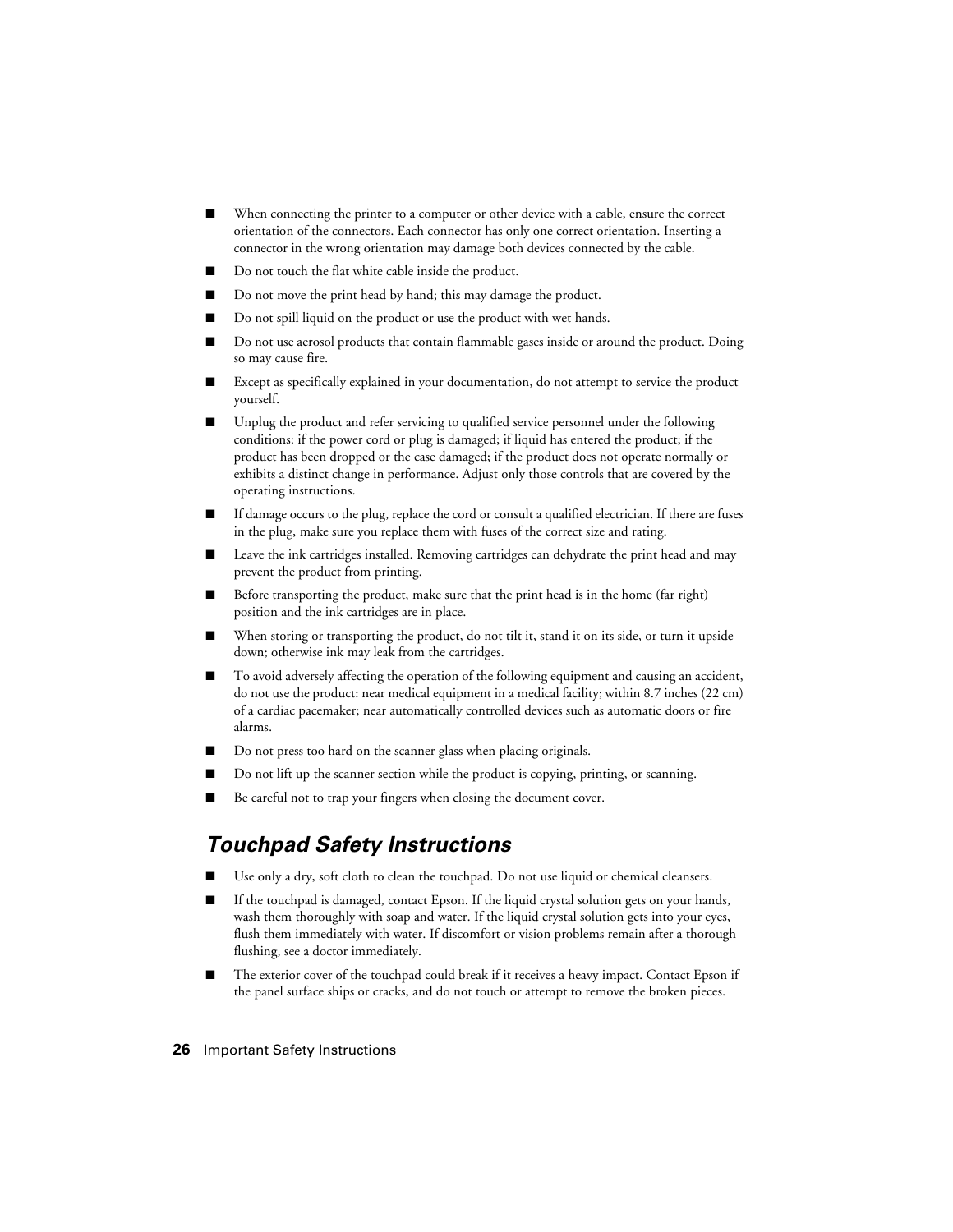- When connecting the printer to a computer or other device with a cable, ensure the correct orientation of the connectors. Each connector has only one correct orientation. Inserting a connector in the wrong orientation may damage both devices connected by the cable.
- Do not touch the flat white cable inside the product.
- Do not move the print head by hand; this may damage the product.
- Do not spill liquid on the product or use the product with wet hands.
- Do not use aerosol products that contain flammable gases inside or around the product. Doing so may cause fire.
- Except as specifically explained in your documentation, do not attempt to service the product yourself.
- Unplug the product and refer servicing to qualified service personnel under the following conditions: if the power cord or plug is damaged; if liquid has entered the product; if the product has been dropped or the case damaged; if the product does not operate normally or exhibits a distinct change in performance. Adjust only those controls that are covered by the operating instructions.
- If damage occurs to the plug, replace the cord or consult a qualified electrician. If there are fuses in the plug, make sure you replace them with fuses of the correct size and rating.
- Leave the ink cartridges installed. Removing cartridges can dehydrate the print head and may prevent the product from printing.
- Before transporting the product, make sure that the print head is in the home (far right) position and the ink cartridges are in place.
- When storing or transporting the product, do not tilt it, stand it on its side, or turn it upside down; otherwise ink may leak from the cartridges.
- To avoid adversely affecting the operation of the following equipment and causing an accident, do not use the product: near medical equipment in a medical facility; within 8.7 inches (22 cm) of a cardiac pacemaker; near automatically controlled devices such as automatic doors or fire alarms.
- Do not press too hard on the scanner glass when placing originals.
- Do not lift up the scanner section while the product is copying, printing, or scanning.
- Be careful not to trap your fingers when closing the document cover.

## Touchpad Safety Instructions

- Use only a dry, soft cloth to clean the touchpad. Do not use liquid or chemical cleansers.
- If the touchpad is damaged, contact Epson. If the liquid crystal solution gets on your hands, wash them thoroughly with soap and water. If the liquid crystal solution gets into your eyes, flush them immediately with water. If discomfort or vision problems remain after a thorough flushing, see a doctor immediately.
- The exterior cover of the touchpad could break if it receives a heavy impact. Contact Epson if the panel surface ships or cracks, and do not touch or attempt to remove the broken pieces.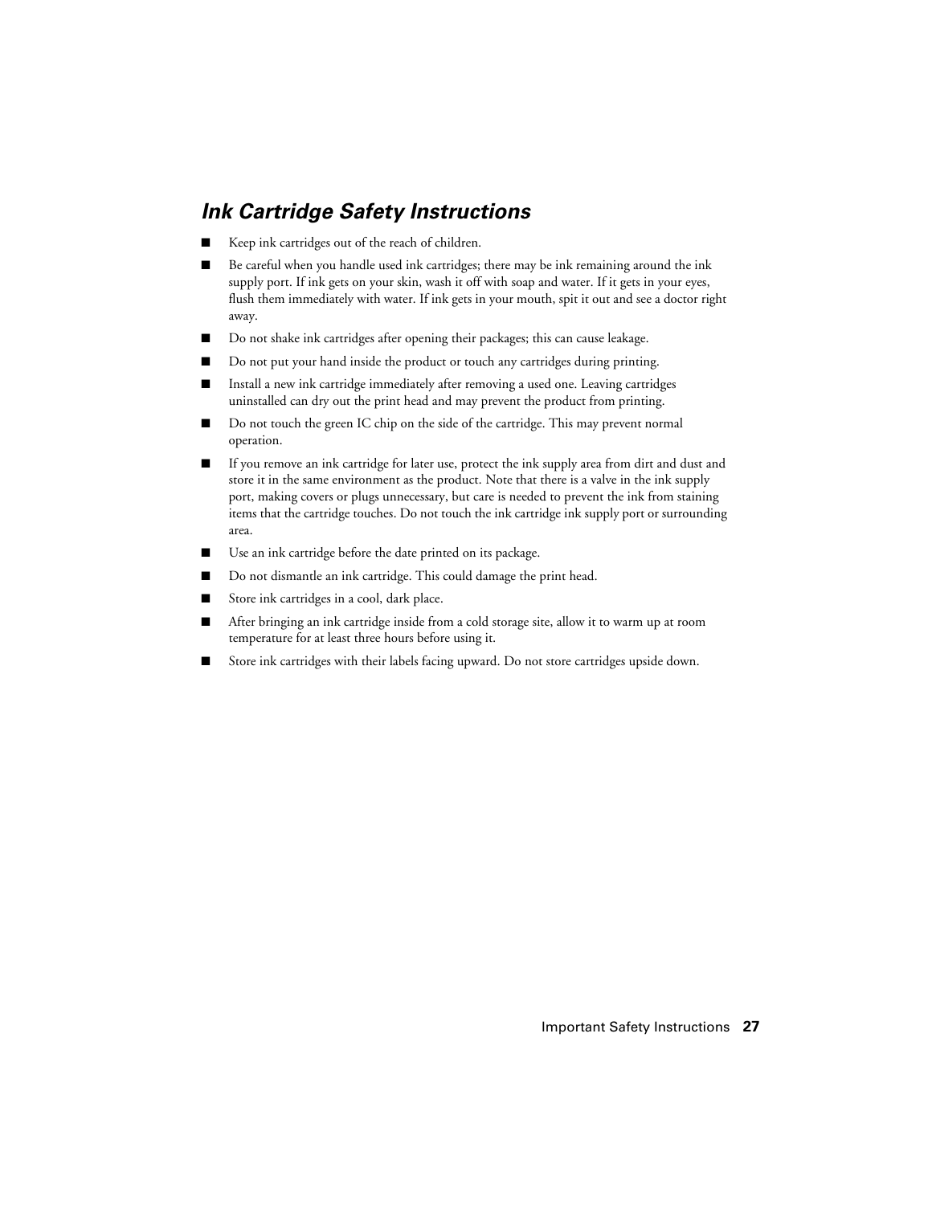## *Ink Cartridge Safety Instructions*

- Keep ink cartridges out of the reach of children.
- Be careful when you handle used ink cartridges; there may be ink remaining around the ink supply port. If ink gets on your skin, wash it off with soap and water. If it gets in your eyes, flush them immediately with water. If ink gets in your mouth, spit it out and see a doctor right away.
- Do not shake ink cartridges after opening their packages; this can cause leakage.
- Do not put your hand inside the product or touch any cartridges during printing.
- Install a new ink cartridge immediately after removing a used one. Leaving cartridges uninstalled can dry out the print head and may prevent the product from printing.
- Do not touch the green IC chip on the side of the cartridge. This may prevent normal operation.
- If you remove an ink cartridge for later use, protect the ink supply area from dirt and dust and store it in the same environment as the product. Note that there is a valve in the ink supply port, making covers or plugs unnecessary, but care is needed to prevent the ink from staining items that the cartridge touches. Do not touch the ink cartridge ink supply port or surrounding area.
- Use an ink cartridge before the date printed on its package.
- Do not dismantle an ink cartridge. This could damage the print head.
- Store ink cartridges in a cool, dark place.
- After bringing an ink cartridge inside from a cold storage site, allow it to warm up at room temperature for at least three hours before using it.
- Store ink cartridges with their labels facing upward. Do not store cartridges upside down.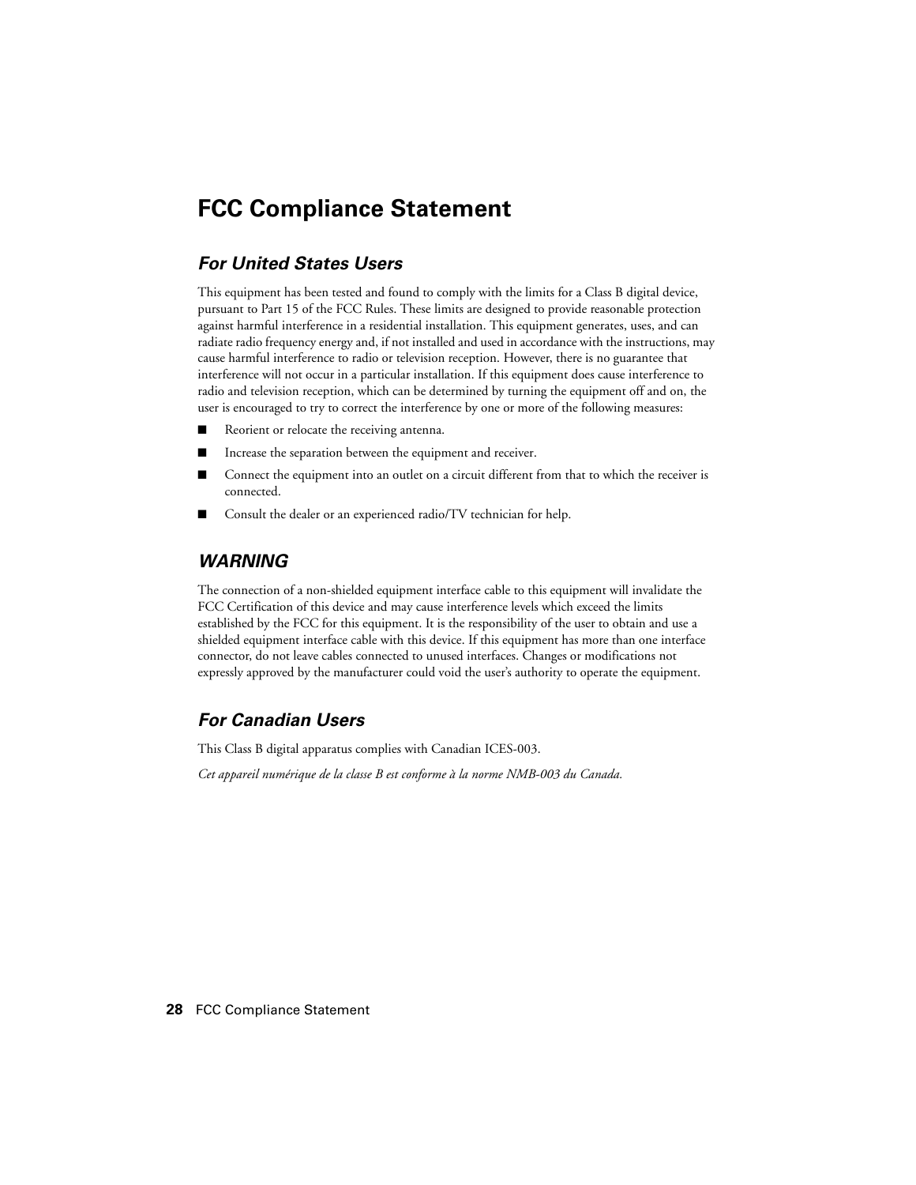# FCC Compliance Statement

## For United States Users

This equipment has been tested and found to comply with the limits for a Class B digital device, pursuant to Part 15 of the FCC Rules. These limits are designed to provide reasonable protection against harmful interference in a residential installation. This equipment generates, uses, and can radiate radio frequency energy and, if not installed and used in accordance with the instructions, may cause harmful interference to radio or television reception. However, there is no guarantee that interference will not occur in a particular installation. If this equipment does cause interference to radio and television reception, which can be determined by turning the equipment off and on, the user is encouraged to try to correct the interference by one or more of the following measures:

- Reorient or relocate the receiving antenna.
- Increase the separation between the equipment and receiver.
- Connect the equipment into an outlet on a circuit different from that to which the receiver is connected.
- Consult the dealer or an experienced radio/TV technician for help.

## WARNING

The connection of a non-shielded equipment interface cable to this equipment will invalidate the FCC Certification of this device and may cause interference levels which exceed the limits established by the FCC for this equipment. It is the responsibility of the user to obtain and use a shielded equipment interface cable with this device. If this equipment has more than one interface connector, do not leave cables connected to unused interfaces. Changes or modifications not expressly approved by the manufacturer could void the user's authority to operate the equipment.

## For Canadian Users

This Class B digital apparatus complies with Canadian ICES-003.

*Cet appareil numérique de la classe B est conforme à la norme NMB-003 du Canada.*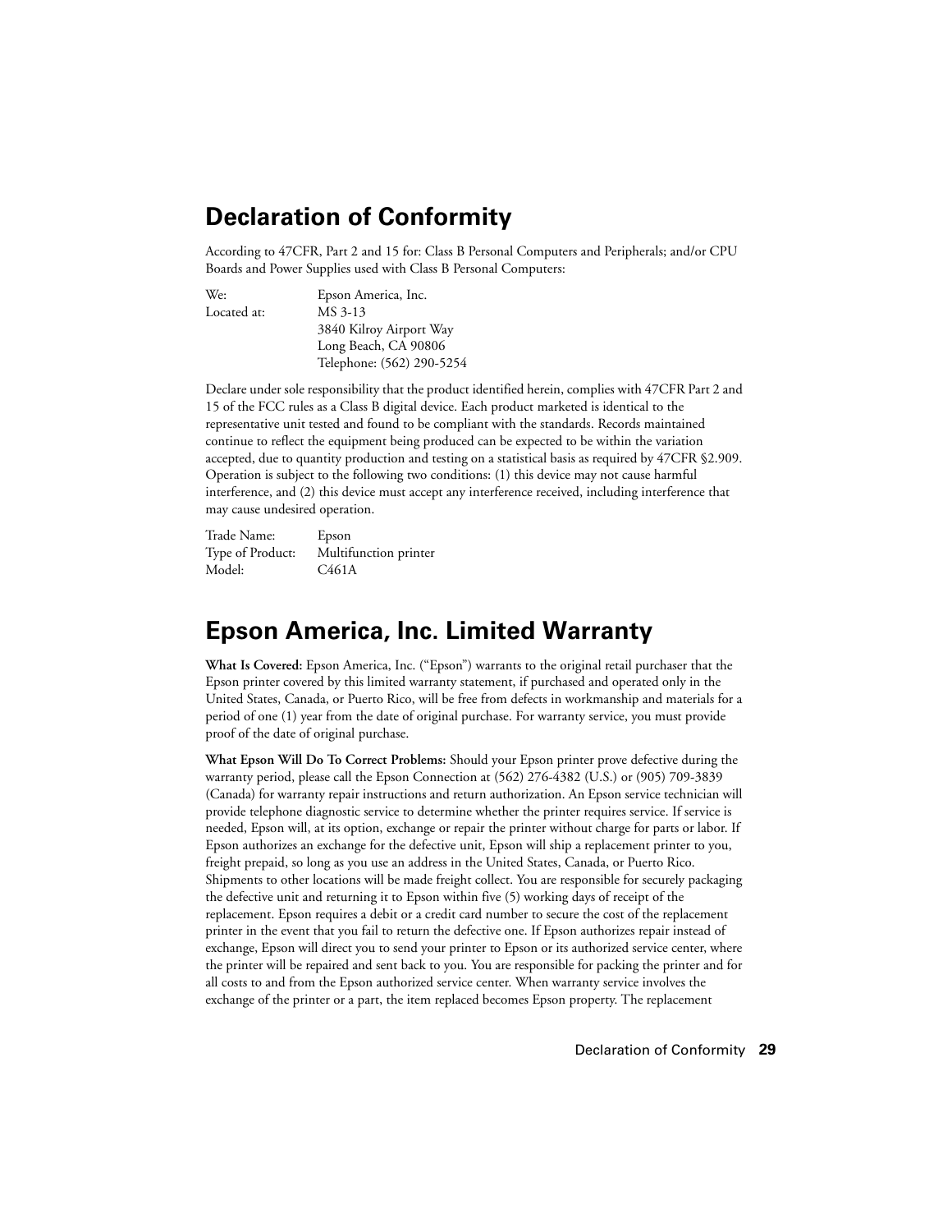## Declaration of Conformity

According to 47CFR, Part 2 and 15 for: Class B Personal Computers and Peripherals; and/or CPU Boards and Power Supplies used with Class B Personal Computers:

| | |
|---|---|
| We: | Epson America, Inc. |
| Located at: | MS 3-13<br>3840 Kilroy Airport Way<br>Long Beach, CA 90806<br>Telephone: (562) 290-5254 |

Declare under sole responsibility that the product identified herein, complies with 47CFR Part 2 and 15 of the FCC rules as a Class B digital device. Each product marketed is identical to the representative unit tested and found to be compliant with the standards. Records maintained continue to reflect the equipment being produced can be expected to be within the variation accepted, due to quantity production and testing on a statistical basis as required by 47CFR §2.909. Operation is subject to the following two conditions: (1) this device may not cause harmful interference, and (2) this device must accept any interference received, including interference that may cause undesired operation.

| | |
|---|---|
| Trade Name: | Epson |
| Type of Product: | Multifunction printer |
| Model: | C461A |

## Epson America, Inc. Limited Warranty

**What Is Covered:** Epson America, Inc. ("Epson") warrants to the original retail purchaser that the Epson printer covered by this limited warranty statement, if purchased and operated only in the United States, Canada, or Puerto Rico, will be free from defects in workmanship and materials for a period of one (1) year from the date of original purchase. For warranty service, you must provide proof of the date of original purchase.

**What Epson Will Do To Correct Problems:** Should your Epson printer prove defective during the warranty period, please call the Epson Connection at (562) 276-4382 (U.S.) or (905) 709-3839 (Canada) for warranty repair instructions and return authorization. An Epson service technician will provide telephone diagnostic service to determine whether the printer requires service. If service is needed, Epson will, at its option, exchange or repair the printer without charge for parts or labor. If Epson authorizes an exchange for the defective unit, Epson will ship a replacement printer to you, freight prepaid, so long as you use an address in the United States, Canada, or Puerto Rico. Shipments to other locations will be made freight collect. You are responsible for securely packaging the defective unit and returning it to Epson within five (5) working days of receipt of the replacement. Epson requires a debit or a credit card number to secure the cost of the replacement printer in the event that you fail to return the defective one. If Epson authorizes repair instead of exchange, Epson will direct you to send your printer to Epson or its authorized service center, where the printer will be repaired and sent back to you. You are responsible for packing the printer and for all costs to and from the Epson authorized service center. When warranty service involves the exchange of the printer or a part, the item replaced becomes Epson property. The replacement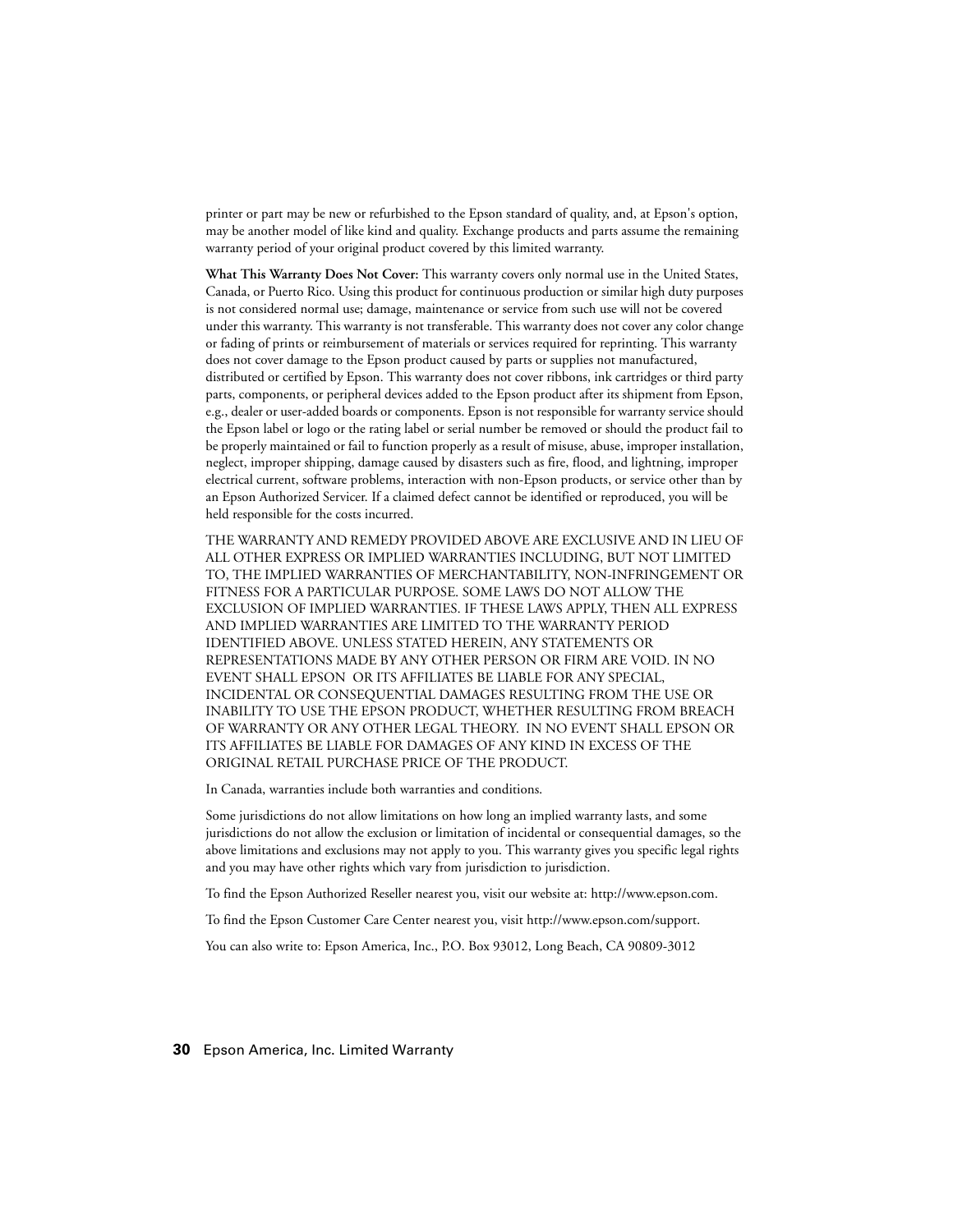printer or part may be new or refurbished to the Epson standard of quality, and, at Epson's option, may be another model of like kind and quality. Exchange products and parts assume the remaining warranty period of your original product covered by this limited warranty.

**What This Warranty Does Not Cover:** This warranty covers only normal use in the United States, Canada, or Puerto Rico. Using this product for continuous production or similar high duty purposes is not considered normal use; damage, maintenance or service from such use will not be covered under this warranty. This warranty is not transferable. This warranty does not cover any color change or fading of prints or reimbursement of materials or services required for reprinting. This warranty does not cover damage to the Epson product caused by parts or supplies not manufactured, distributed or certified by Epson. This warranty does not cover ribbons, ink cartridges or third party parts, components, or peripheral devices added to the Epson product after its shipment from Epson, e.g., dealer or user-added boards or components. Epson is not responsible for warranty service should the Epson label or logo or the rating label or serial number be removed or should the product fail to be properly maintained or fail to function properly as a result of misuse, abuse, improper installation, neglect, improper shipping, damage caused by disasters such as fire, flood, and lightning, improper electrical current, software problems, interaction with non-Epson products, or service other than by an Epson Authorized Servicer. If a claimed defect cannot be identified or reproduced, you will be held responsible for the costs incurred.

THE WARRANTY AND REMEDY PROVIDED ABOVE ARE EXCLUSIVE AND IN LIEU OF ALL OTHER EXPRESS OR IMPLIED WARRANTIES INCLUDING, BUT NOT LIMITED TO, THE IMPLIED WARRANTIES OF MERCHANTABILITY, NON-INFRINGEMENT OR FITNESS FOR A PARTICULAR PURPOSE. SOME LAWS DO NOT ALLOW THE EXCLUSION OF IMPLIED WARRANTIES. IF THESE LAWS APPLY, THEN ALL EXPRESS AND IMPLIED WARRANTIES ARE LIMITED TO THE WARRANTY PERIOD IDENTIFIED ABOVE. UNLESS STATED HEREIN, ANY STATEMENTS OR REPRESENTATIONS MADE BY ANY OTHER PERSON OR FIRM ARE VOID. IN NO EVENT SHALL EPSON OR ITS AFFILIATES BE LIABLE FOR ANY SPECIAL, INCIDENTAL OR CONSEQUENTIAL DAMAGES RESULTING FROM THE USE OR INABILITY TO USE THE EPSON PRODUCT, WHETHER RESULTING FROM BREACH OF WARRANTY OR ANY OTHER LEGAL THEORY. IN NO EVENT SHALL EPSON OR ITS AFFILIATES BE LIABLE FOR DAMAGES OF ANY KIND IN EXCESS OF THE ORIGINAL RETAIL PURCHASE PRICE OF THE PRODUCT.

In Canada, warranties include both warranties and conditions.

Some jurisdictions do not allow limitations on how long an implied warranty lasts, and some jurisdictions do not allow the exclusion or limitation of incidental or consequential damages, so the above limitations and exclusions may not apply to you. This warranty gives you specific legal rights and you may have other rights which vary from jurisdiction to jurisdiction.

To find the Epson Authorized Reseller nearest you, visit our website at: http://www.epson.com.

To find the Epson Customer Care Center nearest you, visit http://www.epson.com/support.

You can also write to: Epson America, Inc., P.O. Box 93012, Long Beach, CA 90809-3012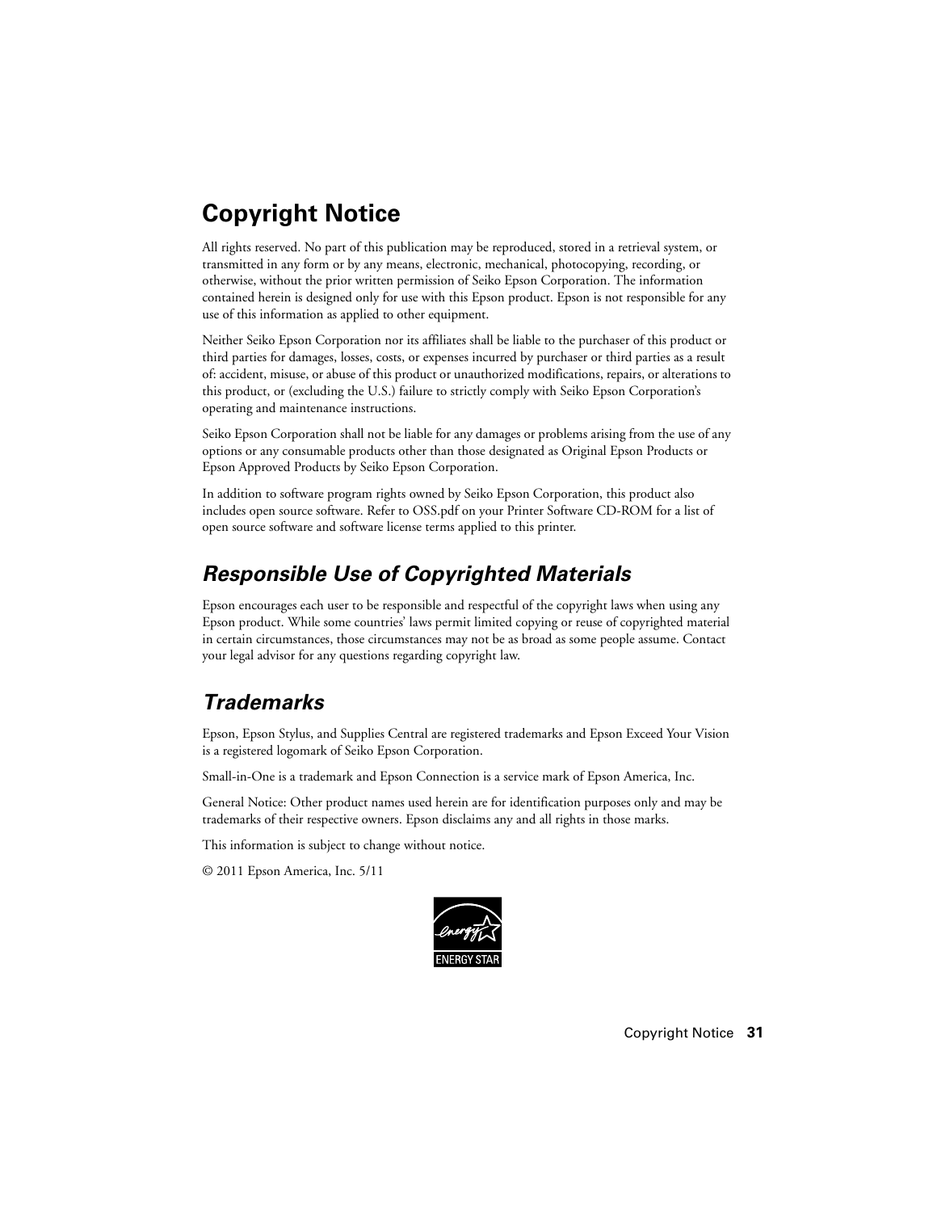# Copyright Notice

All rights reserved. No part of this publication may be reproduced, stored in a retrieval system, or transmitted in any form or by any means, electronic, mechanical, photocopying, recording, or otherwise, without the prior written permission of Seiko Epson Corporation. The information contained herein is designed only for use with this Epson product. Epson is not responsible for any use of this information as applied to other equipment.

Neither Seiko Epson Corporation nor its affiliates shall be liable to the purchaser of this product or third parties for damages, losses, costs, or expenses incurred by purchaser or third parties as a result of: accident, misuse, or abuse of this product or unauthorized modifications, repairs, or alterations to this product, or (excluding the U.S.) failure to strictly comply with Seiko Epson Corporation's operating and maintenance instructions.

Seiko Epson Corporation shall not be liable for any damages or problems arising from the use of any options or any consumable products other than those designated as Original Epson Products or Epson Approved Products by Seiko Epson Corporation.

In addition to software program rights owned by Seiko Epson Corporation, this product also includes open source software. Refer to OSS.pdf on your Printer Software CD-ROM for a list of open source software and software license terms applied to this printer.

## *Responsible Use of Copyrighted Materials*

Epson encourages each user to be responsible and respectful of the copyright laws when using any Epson product. While some countries' laws permit limited copying or reuse of copyrighted material in certain circumstances, those circumstances may not be as broad as some people assume. Contact your legal advisor for any questions regarding copyright law.

## *Trademarks*

Epson, Epson Stylus, and Supplies Central are registered trademarks and Epson Exceed Your Vision is a registered logomark of Seiko Epson Corporation.

Small-in-One is a trademark and Epson Connection is a service mark of Epson America, Inc.

General Notice: Other product names used herein are for identification purposes only and may be trademarks of their respective owners. Epson disclaims any and all rights in those marks.

This information is subject to change without notice.

© 2011 Epson America, Inc. 5/11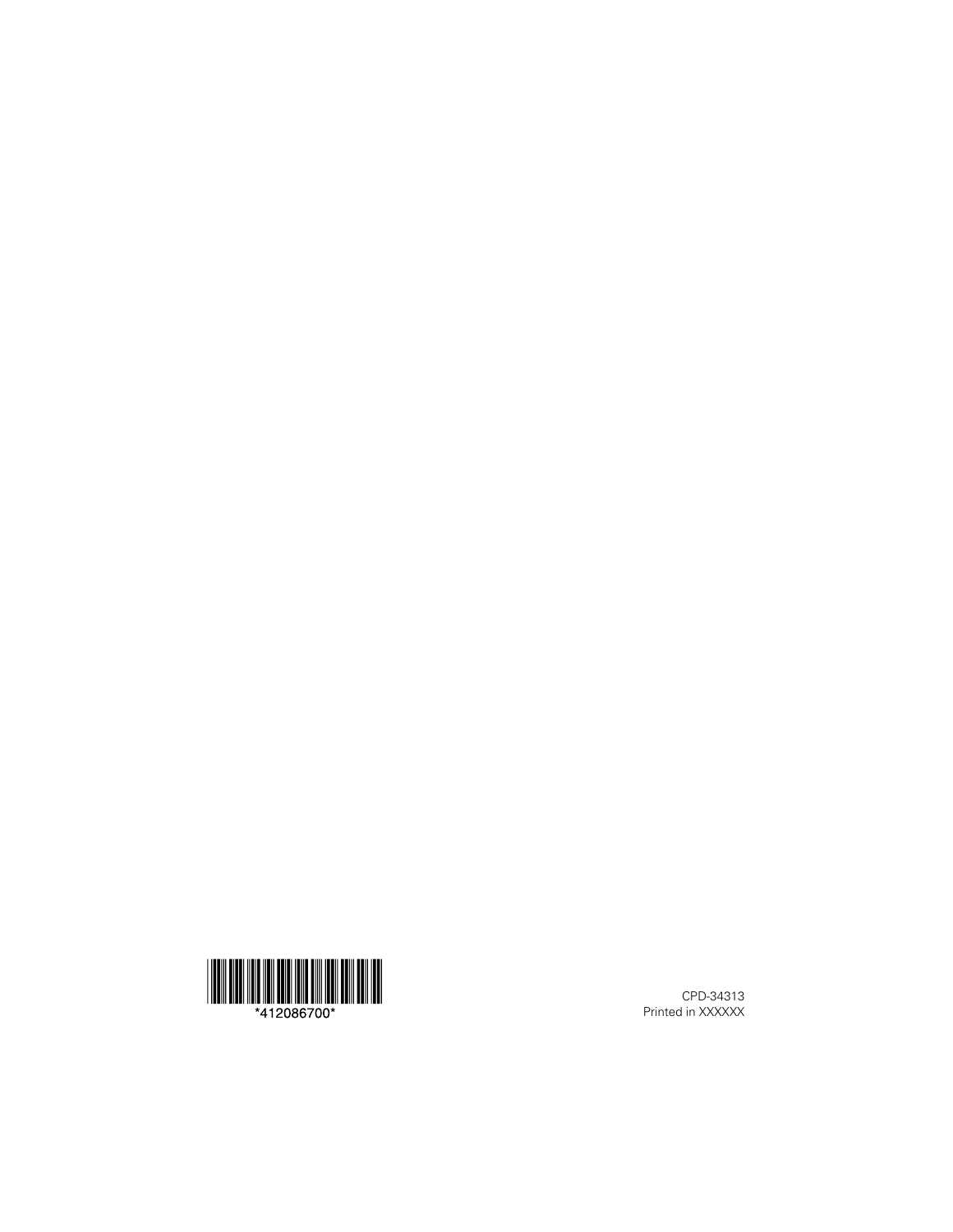*412086700*

CPD-34313
Printed in XXXXXX